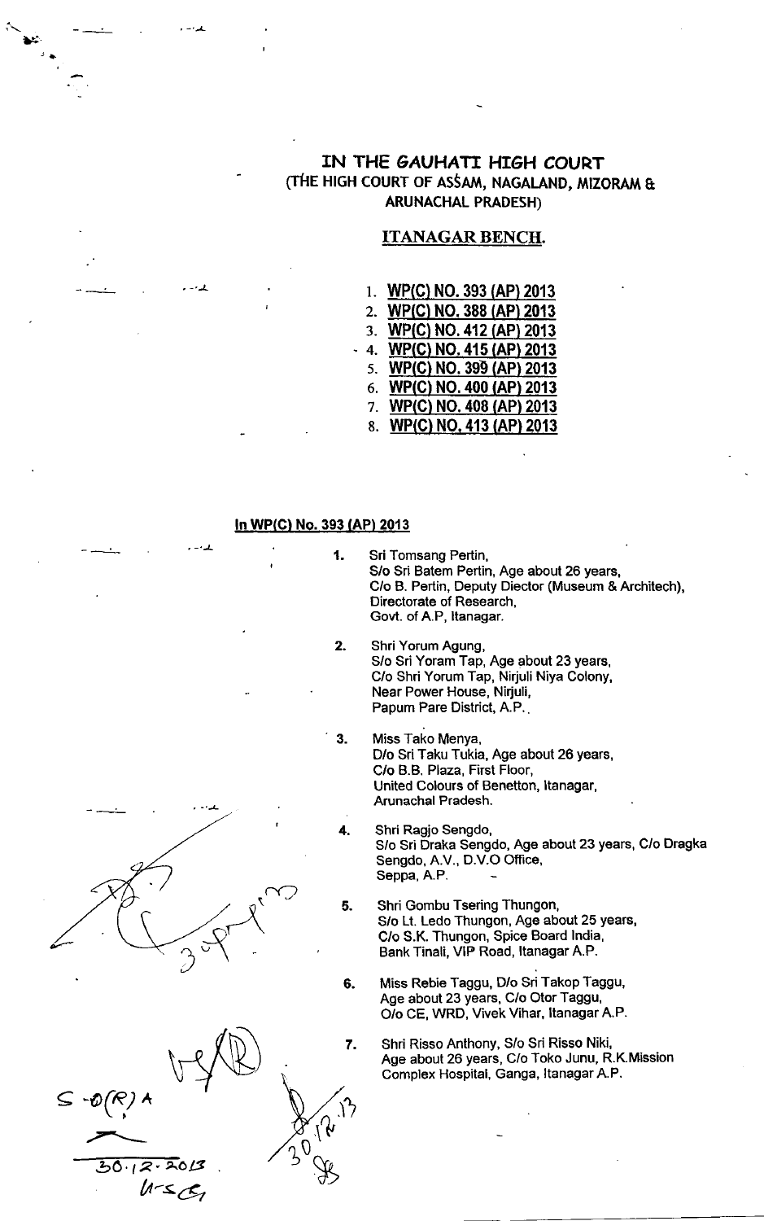# IN THE GAUHATI HIGH COURT
## (THE HIGH COURT OF ASSAM, NAGALAND, MIZORAM & ARUNACHAL PRADESH)

### ITANAGAR BENCH.

1. **WP(C) NO. 393 (AP) 2013**
2. **WP(C) NO. 388 (AP) 2013**
3. **WP(C) NO. 412 (AP) 2013**
4. **WP(C) NO. 415 (AP) 2013**
5. **WP(C) NO. 399 (AP) 2013**
6. **WP(C) NO. 400 (AP) 2013**
7. **WP(C) NO. 408 (AP) 2013**
8. **WP(C) NO. 413 (AP) 2013**

**In WP(C) No. 393 (AP) 2013**

1. Sri Tomsang Pertin, S/o Sri Batem Pertin, Age about 26 years, C/o B. Pertin, Deputy Diector (Museum & Architech), Directorate of Research, Govt. of A.P, Itanagar.

2. Shri Yorum Agung, S/o Sri Yoram Tap, Age about 23 years, C/o Shri Yorum Tap, Nirjuli Niya Colony, Near Power House, Nirjuli, Papum Pare District, A.P.

3. Miss Tako Menya, D/o Sri Taku Tukia, Age about 26 years, C/o B.B. Plaza, First Floor, United Colours of Benetton, Itanagar, Arunachal Pradesh.

4. Shri Ragjo Sengdo, S/o Sri Draka Sengdo, Age about 23 years, C/o Dragka Sengdo, A.V., D.V.O Office, Seppa, A.P.

5. Shri Gombu Tsering Thungon, S/o Lt. Ledo Thungon, Age about 25 years, C/o S.K. Thungon, Spice Board India, Bank Tinali, VIP Road, Itanagar A.P.

6. Miss Rebie Taggu, D/o Sri Takop Taggu, Age about 23 years, C/o Otor Taggu, O/o CE, WRD, Vivek Vihar, Itanagar A.P.

7. Shri Risso Anthony, S/o Sri Risso Niki, Age about 26 years, C/o Toko Junu, R.K.Mission Complex Hospital, Ganga, Itanagar A.P.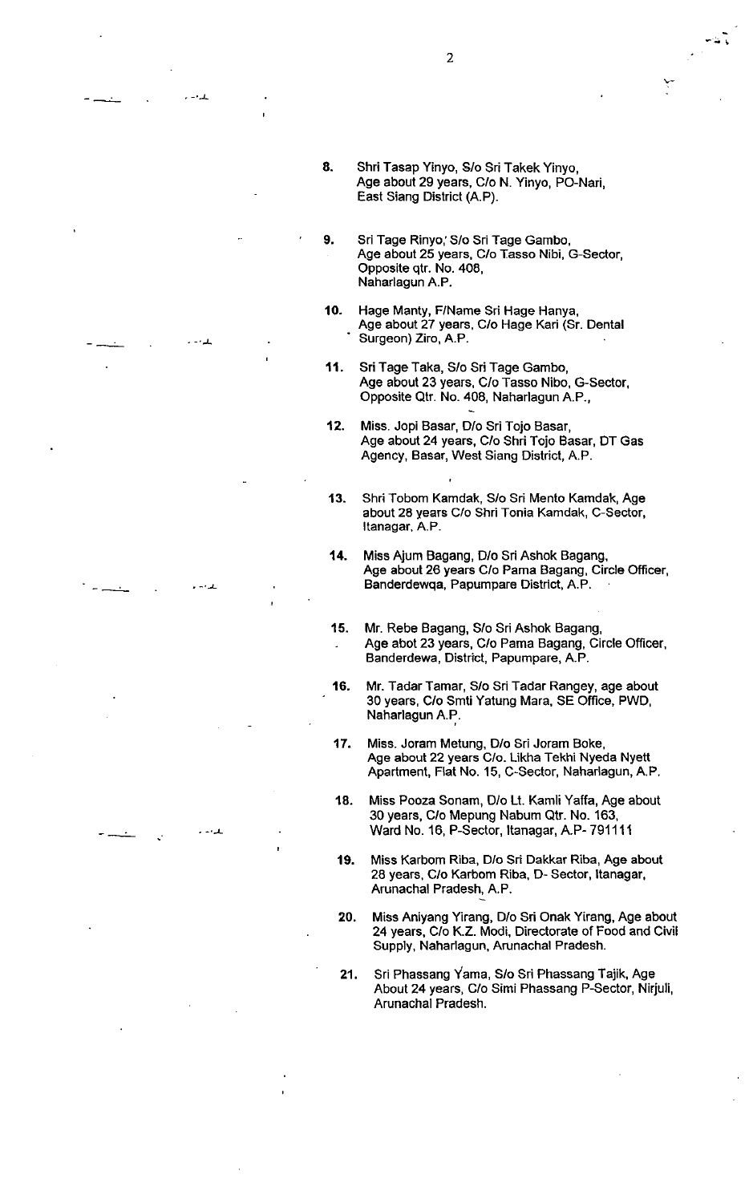8. Shri Tasap Yinyo, S/o Sri Takek Yinyo, Age about 29 years, C/o N. Yinyo, PO-Nari, East Siang District (A.P).

9. Sri Tage Rinyo,' S/o Sri Tage Gambo, Age about 25 years, C/o Tasso Nibi, G-Sector, Opposite qtr. No. 408, Naharlagun A.P.

10. Hage Manty, F/Name Sri Hage Hanya, Age about 27 years, C/o Hage Kari (Sr. Dental Surgeon) Ziro, A.P.

11. Sri Tage Taka, S/o Sri Tage Gambo, Age about 23 years, C/o Tasso Nibo, G-Sector, Opposite Qtr. No. 408, Naharlagun A.P.,

12. Miss. Jopi Basar, D/o Sri Tojo Basar, Age about 24 years, C/o Shri Tojo Basar, DT Gas Agency, Basar, West Siang District, A.P.

13. Shri Tobom Kamdak, S/o Sri Mento Kamdak, Age about 28 years C/o Shri Tonia Kamdak, C-Sector, Itanagar, A.P.

14. Miss Ajum Bagang, D/o Sri Ashok Bagang, Age about 26 years C/o Pama Bagang, Circle Officer, Banderdewqa, Papumpare District, A.P.

15. Mr. Rebe Bagang, S/o Sri Ashok Bagang, Age abot 23 years, C/o Pama Bagang, Circle Officer, Banderdewa, District, Papumpare, A.P.

16. Mr. Tadar Tamar, S/o Sri Tadar Rangey, age about 30 years, C/o Smti Yatung Mara, SE Office, PWD, Naharlagun A.P.

17. Miss. Joram Metung, D/o Sri Joram Boke, Age about 22 years C/o. Likha Tekhi Nyeda Nyett Apartment, Flat No. 15, C-Sector, Naharlagun, A.P.

18. Miss Pooza Sonam, D/o Lt. Kamli Yaffa, Age about 30 years, C/o Mepung Nabum Qtr. No. 163, Ward No. 16, P-Sector, Itanagar, A.P- 791111

19. Miss Karbom Riba, D/o Sri Dakkar Riba, Age about 28 years, C/o Karbom Riba, D- Sector, Itanagar, Arunachal Pradesh, A.P.

20. Miss Aniyang Yirang, D/o Sri Onak Yirang, Age about 24 years, C/o K.Z. Modi, Directorate of Food and Civil Supply, Naharlagun, Arunachal Pradesh.

21. Sri Phassang Yama, S/o Sri Phassang Tajik, Age About 24 years, C/o Simi Phassang P-Sector, Nirjuli, Arunachal Pradesh.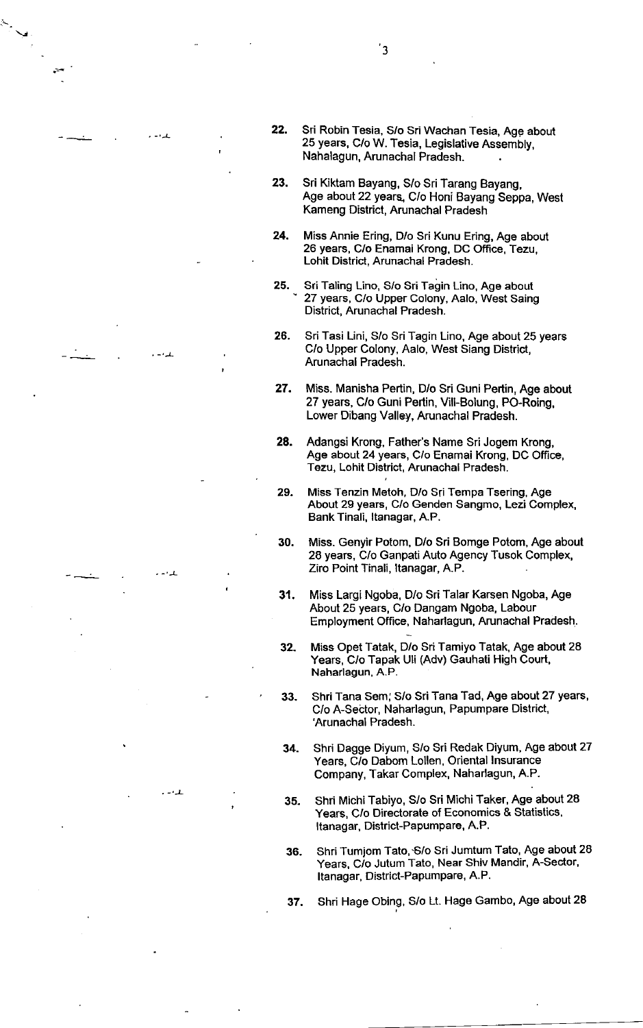22. Sri Robin Tesia, S/o Sri Wachan Tesia, Age about 25 years, C/o W. Tesia, Legislative Assembly, Nahalagun, Arunachal Pradesh.

23. Sri Kiktam Bayang, S/o Sri Tarang Bayang, Age about 22 years, C/o Honi Bayang Seppa, West Kameng District, Arunachal Pradesh

24. Miss Annie Ering, D/o Sri Kunu Ering, Age about 26 years, C/o Enamai Krong, DC Office, Tezu, Lohit District, Arunachal Pradesh.

25. Sri Taling Lino, S/o Sri Tagin Lino, Age about 27 years, C/o Upper Colony, Aalo, West Saing District, Arunachal Pradesh.

26. Sri Tasi Lini, S/o Sri Tagin Lino, Age about 25 years C/o Upper Colony, Aalo, West Siang District, Arunachal Pradesh.

27. Miss. Manisha Pertin, D/o Sri Guni Pertin, Age about 27 years, C/o Guni Pertin, Vill-Bolung, PO-Roing, Lower Dibang Valley, Arunachal Pradesh.

28. Adangsi Krong, Father's Name Sri Jogem Krong, Age about 24 years, C/o Enamai Krong, DC Office, Tezu, Lohit District, Arunachal Pradesh.

29. Miss Tenzin Metoh, D/o Sri Tempa Tsering, Age About 29 years, C/o Genden Sangmo, Lezi Complex, Bank Tinali, Itanagar, A.P.

30. Miss. Genyir Potom, D/o Sri Bomge Potom, Age about 28 years, C/o Ganpati Auto Agency Tusok Complex, Ziro Point Tinali, Itanagar, A.P.

31. Miss Largi Ngoba, D/o Sri Talar Karsen Ngoba, Age About 25 years, C/o Dangam Ngoba, Labour Employment Office, Naharlagun, Arunachal Pradesh.

32. Miss Opet Tatak, D/o Sri Tamiyo Tatak, Age about 28 Years, C/o Tapak Uli (Adv) Gauhati High Court, Naharlagun, A.P.

33. Shri Tana Sem; S/o Sri Tana Tad, Age about 27 years, C/o A-Sector, Naharlagun, Papumpare District, 'Arunachal Pradesh.

34. Shri Dagge Diyum, S/o Sri Redak Diyum, Age about 27 Years, C/o Dabom Lollen, Oriental Insurance Company, Takar Complex, Naharlagun, A.P.

35. Shri Michi Tabiyo, S/o Sri Michi Taker, Age about 28 Years, C/o Directorate of Economics & Statistics, Itanagar, District-Papumpare, A.P.

36. Shri Tumjom Tato, S/o Sri Jumtum Tato, Age about 28 Years, C/o Jutum Tato, Near Shiv Mandir, A-Sector, Itanagar, District-Papumpare, A.P.

37. Shri Hage Obing, S/o Lt. Hage Gambo, Age about 28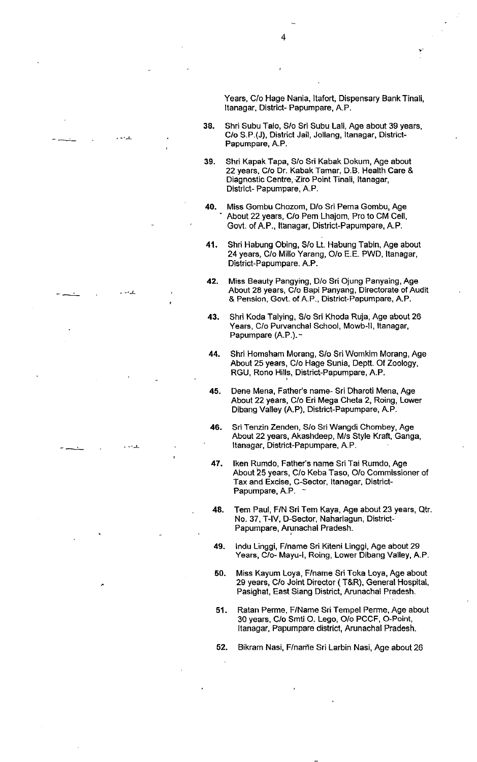Years, C/o Hage Nania, Itafort, Dispensary Bank Tinali, Itanagar, District- Papumpare, A.P.

38. Shri Subu Talo, S/o Sri Subu Lali, Age about 39 years, C/o S.P.(J), District Jail, Jollang, Itanagar, District- Papumpare, A.P.

39. Shri Kapak Tapa, S/o Sri Kabak Dokum, Age about 22 years, C/o Dr. Kabak Tamar, D.B. Health Care & Diagnostic Centre, Ziro Point Tinali, Itanagar, District- Papumpare, A.P.

40. Miss Gombu Chozom, D/o Sri Pema Gombu, Age About 22 years, C/o Pem Lhajom, Pro to CM Cell, Govt. of A.P., Itanagar, District-Papumpare, A.P.

41. Shri Habung Obing, S/o Lt. Habung Tabin, Age about 24 years, C/o Millo Yarang, O/o E.E. PWD, Itanagar, District-Papumpare. A.P.

42. Miss Beauty Pangying, D/o Sri Ojung Panyaing, Age About 28 years, C/o Bapi Panyang, Directorate of Audit & Pension, Govt. of A.P., District-Papumpare, A.P.

43. Shri Koda Talying, S/o Sri Khoda Ruja, Age about 26 Years, C/o Purvanchal School, Mowb-II, Itanagar, Papumpare (A.P.).

44. Shri Homsham Morang, S/o Sri Womkim Morang, Age About 25 years, C/o Hage Sunia, Deptt. Of Zoology, RGU, Rono Hills, District-Papumpare, A.P.

45. Dene Mena, Father's name- Sri Dharoti Mena, Age About 22 years, C/o Eri Mega Cheta 2, Roing, Lower Dibang Valley (A.P), District-Papumpare, A.P.

46. Sri Tenzin Zenden, S/o Sri Wangdi Chombey, Age About 22 years, Akashdeep, M/s Style Kraft, Ganga, Itanagar, District-Papumpare, A.P.

47. Iken Rumdo, Father's name Sri Tai Rumdo, Age About 25 years, C/o Keba Taso, O/o Commissioner of Tax and Excise, C-Sector, Itanagar, District- Papumpare, A.P.

48. Tem Paul, F/N Sri Tem Kaya, Age about 23 years, Qtr. No. 37, T-IV, D-Sector, Naharlagun, District- Papumpare, Arunachal Pradesh.

49. Indu Linggi, F/name Sri Kiteni Linggi, Age about 29 Years, C/o- Mayu-I, Roing, Lower Dibang Valley, A.P.

50. Miss Kayum Loya, F/name Sri Toka Loya, Age about 29 years, C/o Joint Director ( T&R), General Hospital, Pasighat, East Siang District, Arunachal Pradesh.

51. Ratan Perme, F/Name Sri Tempel Perme, Age about 30 years, C/o Smti O. Lego, O/o PCCF, O-Point, Itanagar, Papumpare district, Arunachal Pradesh.

52. Bikram Nasi, F/name Sri Larbin Nasi, Age about 26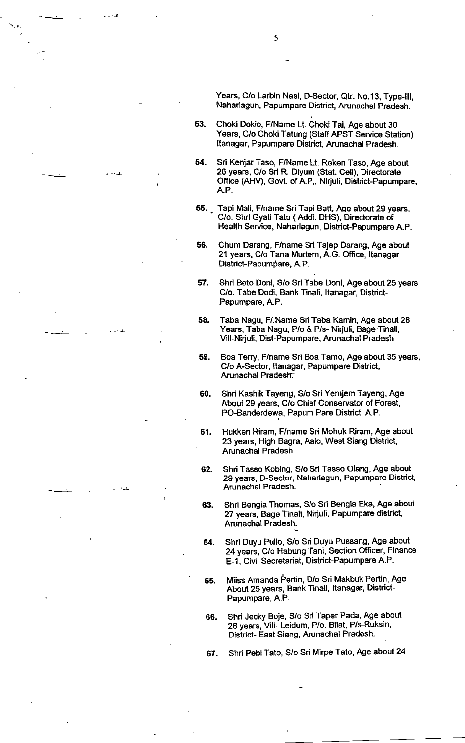Years, C/o Larbin Nasi, D-Sector, Qtr. No.13, Type-III, Naharlagun, Papumpare District, Arunachal Pradesh.

53. Choki Dokio, F/Name Lt. Choki Tai, Age about 30 Years, C/o Choki Tatung (Staff APST Service Station) Itanagar, Papumpare District, Arunachal Pradesh.

54. Sri Kenjar Taso, F/Name Lt. Reken Taso, Age about 26 years, C/o Sri R. Diyum (Stat. Cell), Directorate Office (AHV), Govt. of A.P,, Nirjuli, District-Papumpare, A.P.

55. Tapi Mali, F/name Sri Tapi Batt, Age about 29 years, C/o. Shri Gyati Tatu ( Addl. DHS), Directorate of Health Service, Naharlagun, District-Papumpare A.P.

56. Chum Darang, F/name Sri Tajep Darang, Age about 21 years, C/o Tana Murtem, A.G. Office, Itanagar District-Papumpare, A.P.

57. Shri Beto Doni, S/o Sri Tabe Doni, Age about 25 years C/o. Tabe Dodi, Bank Tinali, Itanagar, District-Papumpare, A.P.

58. Taba Nagu, F/.Name Sri Taba Kamin, Age about 28 Years, Taba Nagu, P/o & P/s- Nirjuli, Bage Tinali, Vill-Nirjuli, Dist-Papumpare, Arunachal Pradesh

59. Boa Terry, F/name Sri Boa Tamo, Age about 35 years, C/o A-Sector, Itanagar, Papumpare District, Arunachal Pradesh.

60. Shri Kashik Tayeng, S/o Sri Yemjem Tayeng, Age About 29 years, C/o Chief Conservator of Forest, PO-Banderdewa, Papum Pare District, A.P.

61. Hukken Riram, F/name Sri Mohuk Riram, Age about 23 years, High Bagra, Aalo, West Siang District, Arunachal Pradesh.

62. Shri Tasso Kobing, S/o Sri Tasso Olang, Age about 29 years, D-Sector, Naharlagun, Papumpare District, Arunachal Pradesh.

63. Shri Bengia Thomas, S/o Sri Bengia Eka, Age about 27 years, Bage Tinali, Nirjuli, Papumpare district, Arunachal Pradesh.

64. Shri Duyu Pullo, S/o Sri Duyu Pussang, Age about 24 years, C/o Habung Tani, Section Officer, Finance E-1, Civil Secretariat, District-Papumpare A.P.

65. Miiss Amanda Pertin, D/o Sri Makbuk Pertin, Age About 25 years, Bank Tinali, Itanagar, District-Papumpare, A.P.

66. Shri Jecky Boje, S/o Sri Taper Pada, Age about 26 years, Vill- Leidum, P/o. Bilat, P/s-Ruksin, District- East Siang, Arunachal Pradesh.

67. Shri Pebi Tato, S/o Sri Mirpe Tato, Age about 24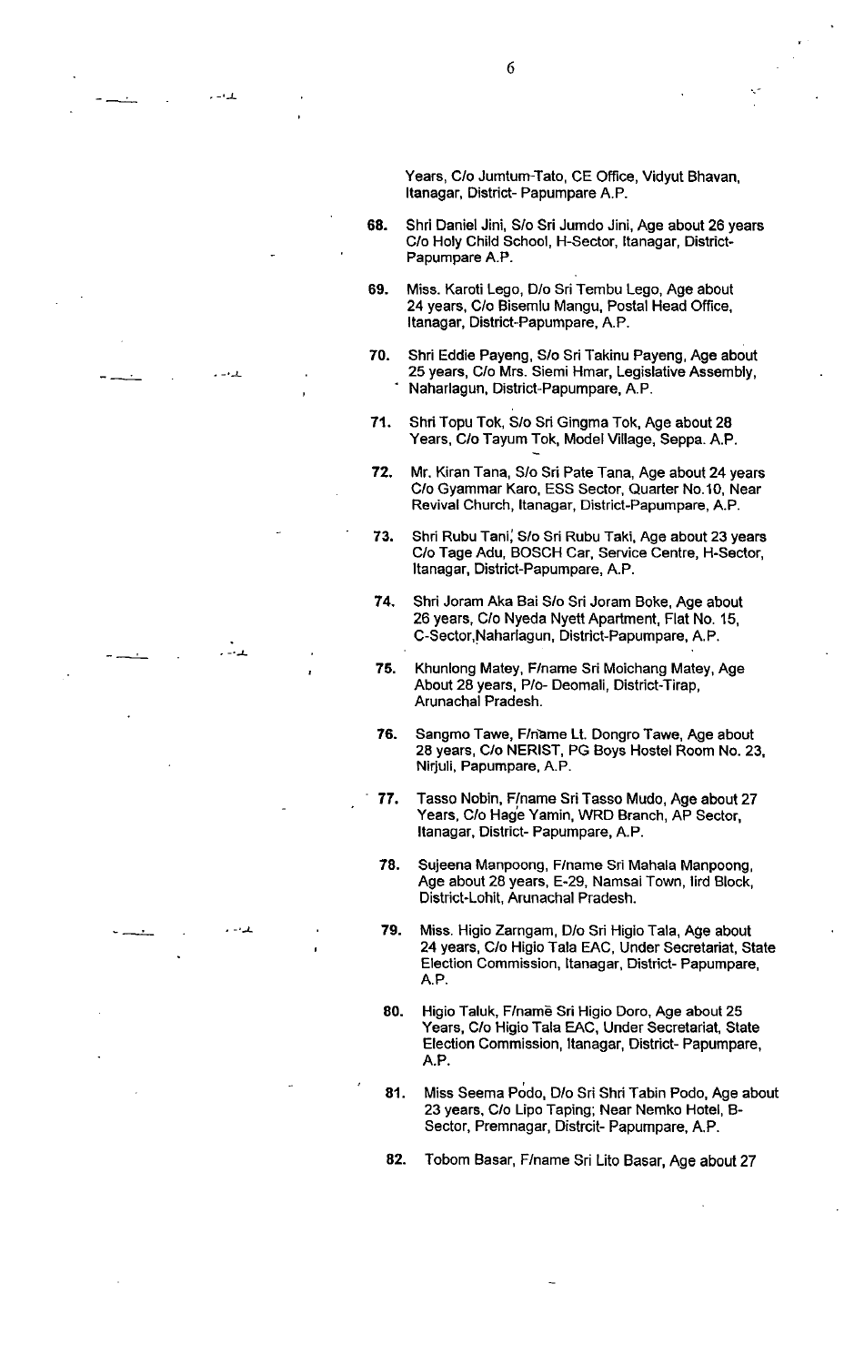Years, C/o Jumtum-Tato, CE Office, Vidyut Bhavan, Itanagar, District- Papumpare A.P.

68. Shri Daniel Jini, S/o Sri Jumdo Jini, Age about 26 years C/o Holy Child School, H-Sector, Itanagar, District- Papumpare A.P.

69. Miss. Karoti Lego, D/o Sri Tembu Lego, Age about 24 years, C/o Bisemlu Mangu, Postal Head Office, Itanagar, District-Papumpare, A.P.

70. Shri Eddie Payeng, S/o Sri Takinu Payeng, Age about 25 years, C/o Mrs. Siemi Hmar, Legislative Assembly, Naharlagun, District-Papumpare, A.P.

71. Shri Topu Tok, S/o Sri Gingma Tok, Age about 28 Years, C/o Tayum Tok, Model Village, Seppa. A.P.

72. Mr. Kiran Tana, S/o Sri Pate Tana, Age about 24 years C/o Gyammar Karo, ESS Sector, Quarter No.10, Near Revival Church, Itanagar, District-Papumpare, A.P.

73. Shri Rubu Tani, S/o Sri Rubu Taki, Age about 23 years C/o Tage Adu, BOSCH Car, Service Centre, H-Sector, Itanagar, District-Papumpare, A.P.

74. Shri Joram Aka Bai S/o Sri Joram Boke, Age about 26 years, C/o Nyeda Nyett Apartment, Flat No. 15, C-Sector,Naharlagun, District-Papumpare, A.P.

75. Khunlong Matey, F/name Sri Moichang Matey, Age About 28 years, P/o- Deomali, District-Tirap, Arunachal Pradesh.

76. Sangmo Tawe, F/name Lt. Dongro Tawe, Age about 28 years, C/o NERIST, PG Boys Hostel Room No. 23, Nirjuli, Papumpare, A.P.

77. Tasso Nobin, F/name Sri Tasso Mudo, Age about 27 Years, C/o Hage Yamin, WRD Branch, AP Sector, Itanagar, District- Papumpare, A.P.

78. Sujeena Manpoong, F/name Sri Mahala Manpoong, Age about 28 years, E-29, Namsai Town, Iird Block, District-Lohit, Arunachal Pradesh.

79. Miss. Higio Zarngam, D/o Sri Higio Tala, Age about 24 years, C/o Higio Tala EAC, Under Secretariat, State Election Commission, Itanagar, District- Papumpare, A.P.

80. Higio Taluk, F/name Sri Higio Doro, Age about 25 Years, C/o Higio Tala EAC, Under Secretariat, State Election Commission, Itanagar, District- Papumpare, A.P.

81. Miss Seema Podo, D/o Sri Shri Tabin Podo, Age about 23 years, C/o Lipo Taping; Near Nemko Hotel, B-Sector, Premnagar, Distrcit- Papumpare, A.P.

82. Tobom Basar, F/name Sri Lito Basar, Age about 27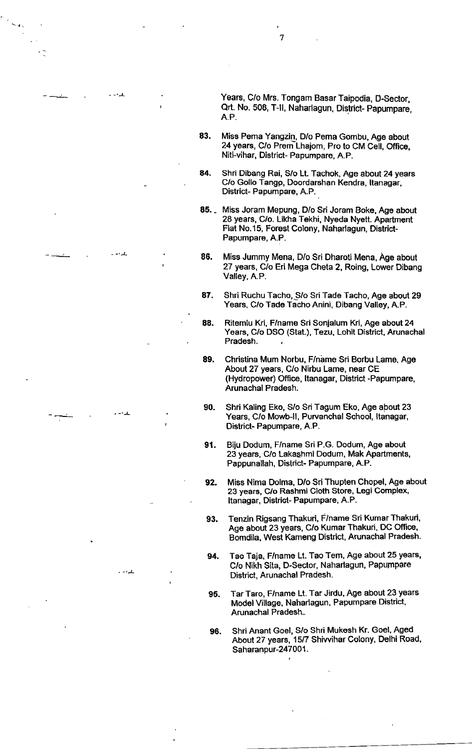Years, C/o Mrs. Tongam Basar Taipodia, D-Sector, Qrt. No. 508, T-II, Naharlagun, District- Papumpare, A.P.

83. Miss Pema Yangzin, D/o Pema Gombu, Age about 24 years, C/o Prem Lhajom, Pro to CM Cell, Office, Niti-vihar, District- Papumpare, A.P.

84. Shri Dibang Rai, S/o Lt. Tachok, Age about 24 years C/o Gollo Tango, Doordarshan Kendra, Itanagar, District- Papumpare, A.P.

85. Miss Joram Mepung, D/o Sri Joram Boke, Age about 28 years, C/o. Likha Tekhi, Nyeda Nyett. Apartment Flat No.15, Forest Colony, Naharlagun, District- Papumpare, A.P.

86. Miss Jummy Mena, D/o Sri Dharoti Mena, Age about 27 years, C/o Eri Mega Cheta 2, Roing, Lower Dibang Valley, A.P.

87. Shri Ruchu Tacho, S/o Sri Tade Tacho, Age about 29 Years, C/o Tade Tacho Anini, Dibang Valley, A.P.

88. Ritemlu Kri, F/name Sri Sonjalum Kri, Age about 24 Years, C/o DSO (Stat.), Tezu, Lohit District, Arunachal Pradesh.

89. Christina Mum Norbu, F/name Sri Borbu Lame, Age About 27 years, C/o Nirbu Lame, near CE (Hydropower) Office, Itanagar, District -Papumpare, Arunachal Pradesh.

90. Shri Kaling Eko, S/o Sri Tagum Eko, Age about 23 Years, C/o Mowb-II, Purvanchal School, Itanagar, District- Papumpare, A.P.

91. Biju Dodum, F/name Sri P.G. Dodum, Age about 23 years, C/o Lakashmi Dodum, Mak Apartments, Pappunallah, District- Papumpare, A.P.

92. Miss Nima Dolma, D/o Sri Thupten Chopel, Age about 23 years, C/o Rashmi Cloth Store, Legi Complex, Itanagar, District- Papumpare, A.P.

93. Tenzin Rigsang Thakuri, F/name Sri Kumar Thakuri, Age about 23 years, C/o Kumar Thakuri, DC Office, Bomdila, West Kameng District, Arunachal Pradesh.

94. Tao Taja, F/name Lt. Tao Tem, Age about 25 years, C/o Nikh Sita, D-Sector, Naharlagun, Papumpare District, Arunachal Pradesh.

95. Tar Taro, F/name Lt. Tar Jirdu, Age about 23 years Model Village, Naharlagun, Papumpare District, Arunachal Pradesh.

96. Shri Anant Goel, S/o Shri Mukesh Kr. Goel, Aged About 27 years, 15/7 Shivvihar Colony, Delhi Road, Saharanpur-247001.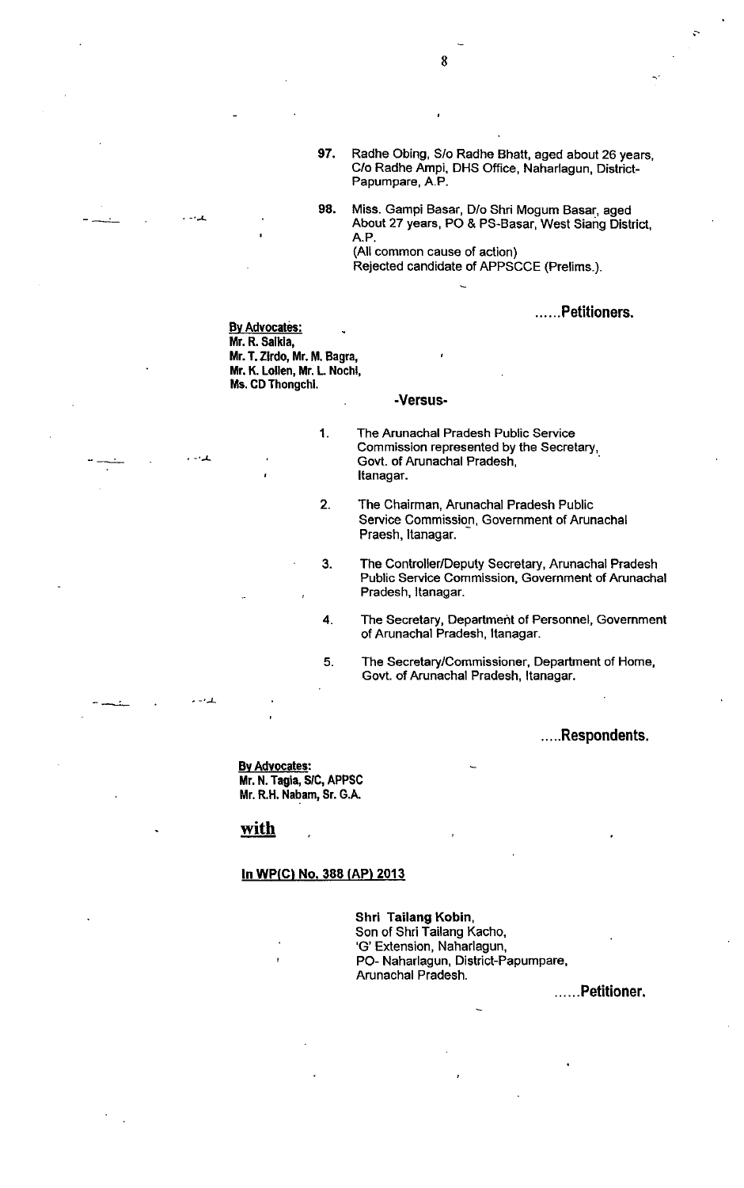97. Radhe Obing, S/o Radhe Bhatt, aged about 26 years, C/o Radhe Ampi, DHS Office, Naharlagun, District-Papumpare, A.P.

98. Miss. Gampi Basar, D/o Shri Mogum Basar, aged About 27 years, PO & PS-Basar, West Siang District, A.P.
(All common cause of action)
Rejected candidate of APPSCCE (Prelims.).

......**Petitioners.**

**By Advocates:**
**Mr. R. Saikia,**
**Mr. T. Zirdo, Mr. M. Bagra,**
**Mr. K. Lollen, Mr. L. Nochi,**
**Ms. CD Thongchi.**

**-Versus-**

1. The Arunachal Pradesh Public Service Commission represented by the Secretary, Govt. of Arunachal Pradesh, Itanagar.

2. The Chairman, Arunachal Pradesh Public Service Commission, Government of Arunachal Praesh, Itanagar.

3. The Controller/Deputy Secretary, Arunachal Pradesh Public Service Commission, Government of Arunachal Pradesh, Itanagar.

4. The Secretary, Department of Personnel, Government of Arunachal Pradesh, Itanagar.

5. The Secretary/Commissioner, Department of Home, Govt. of Arunachal Pradesh, Itanagar.

.....**Respondents.**

**By Advocates:**
**Mr. N. Tagia, S/C, APPSC**
**Mr. R.H. Nabam, Sr. G.A.**

**with**

**In WP(C) No. 388 (AP) 2013**

**Shri Tailang Kobin,**
Son of Shri Tailang Kacho,
'G' Extension, Naharlagun,
PO- Naharlagun, District-Papumpare,
Arunachal Pradesh.

......**Petitioner.**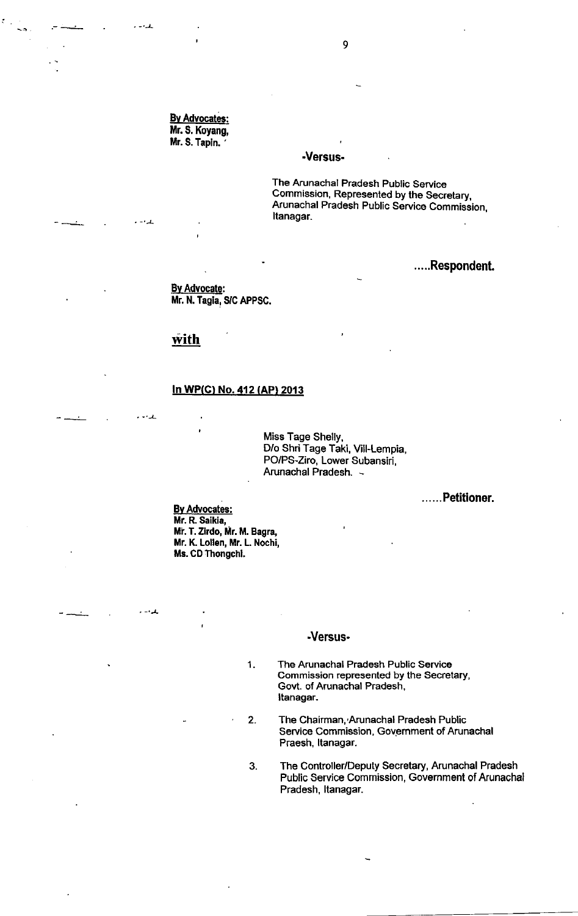**By Advocates:**
**Mr. S. Koyang,**
**Mr. S. Tapin.**

**-Versus-**

The Arunachal Pradesh Public Service Commission, Represented by the Secretary, Arunachal Pradesh Public Service Commission, Itanagar.

**.....Respondent.**

**By Advocate:**
**Mr. N. Tagia, S/C APPSC.**

**with**

**In WP(C) No. 412 (AP) 2013**

Miss Tage Shelly,
D/o Shri Tage Taki, Vill-Lempia,
PO/PS-Ziro, Lower Subansiri,
Arunachal Pradesh.

**......Petitioner.**

**By Advocates:**
**Mr. R. Saikia,**
**Mr. T. Zirdo, Mr. M. Bagra,**
**Mr. K. Lollen, Mr. L. Nochi,**
**Ms. CD Thongchi.**

**-Versus-**

1. The Arunachal Pradesh Public Service Commission represented by the Secretary, Govt. of Arunachal Pradesh, Itanagar.
2. The Chairman, Arunachal Pradesh Public Service Commission, Government of Arunachal Praesh, Itanagar.
3. The Controller/Deputy Secretary, Arunachal Pradesh Public Service Commission, Government of Arunachal Pradesh, Itanagar.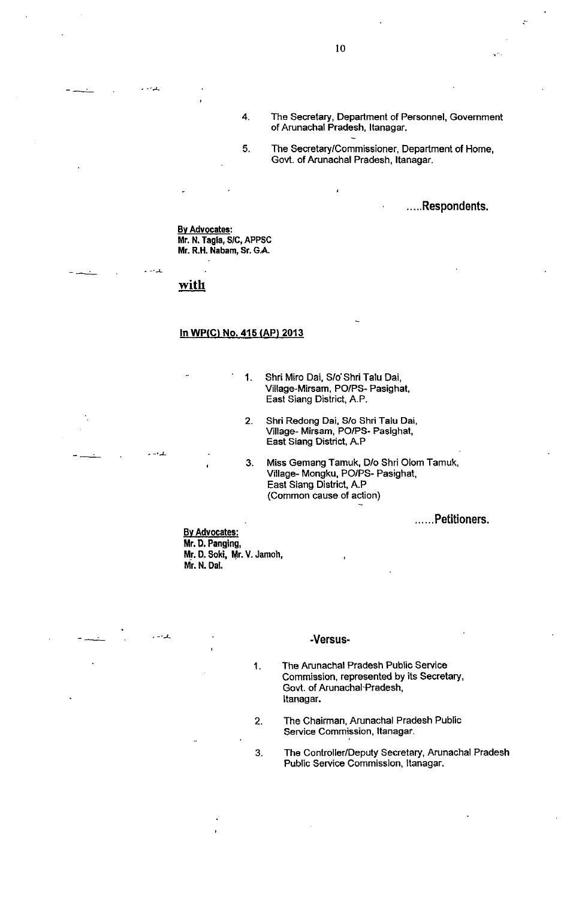4. The Secretary, Department of Personnel, Government of Arunachal Pradesh, Itanagar.

5. The Secretary/Commissioner, Department of Home, Govt. of Arunachal Pradesh, Itanagar.

.....**Respondents.**

**By Advocates:**
**Mr. N. Tagia, S/C, APPSC**
**Mr. R.H. Nabam, Sr. G.A.**

**with**

**In WP(C) No. 415 (AP) 2013**

1. Shri Miro Dai, S/o Shri Talu Dai, Village-Mirsam, PO/PS- Pasighat, East Siang District, A.P.

2. Shri Redong Dai, S/o Shri Talu Dai, Village- Mirsam, PO/PS- Pasighat, East Siang District, A.P

3. Miss Gemang Tamuk, D/o Shri Olom Tamuk, Village- Mongku, PO/PS- Pasighat, East Siang District, A.P (Common cause of action)

......**Petitioners.**

**By Advocates:**
**Mr. D. Panging,**
**Mr. D. Soki, Mr. V. Jamoh,**
**Mr. N. Dai.**

**-Versus-**

1. The Arunachal Pradesh Public Service Commission, represented by its Secretary, Govt. of Arunachal Pradesh, Itanagar.

2. The Chairman, Arunachal Pradesh Public Service Commission, Itanagar.

3. The Controller/Deputy Secretary, Arunachal Pradesh Public Service Commission, Itanagar.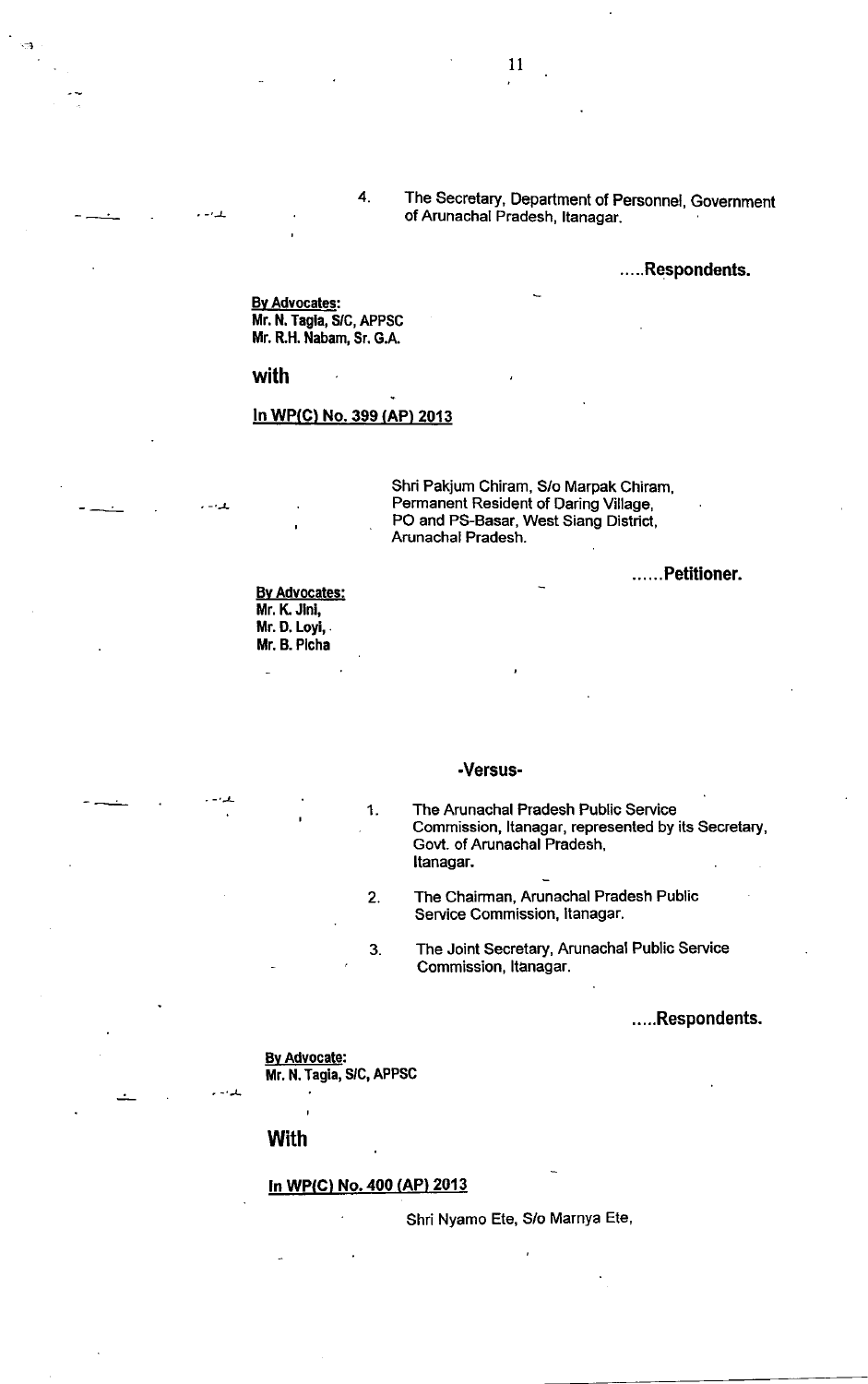4. The Secretary, Department of Personnel, Government of Arunachal Pradesh, Itanagar.

**.....Respondents.**

**By Advocates:**
**Mr. N. Tagia, S/C, APPSC**
**Mr. R.H. Nabam, Sr. G.A.**

**with**

**In WP(C) No. 399 (AP) 2013**

Shri Pakjum Chiram, S/o Marpak Chiram, Permanent Resident of Daring Village, PO and PS-Basar, West Siang District, Arunachal Pradesh.

**......Petitioner.**

**By Advocates:**
**Mr. K. Jini,**
**Mr. D. Loyi,**
**Mr. B. Picha**

**-Versus-**

1. The Arunachal Pradesh Public Service Commission, Itanagar, represented by its Secretary, Govt. of Arunachal Pradesh, Itanagar.
2. The Chairman, Arunachal Pradesh Public Service Commission, Itanagar.
3. The Joint Secretary, Arunachal Public Service Commission, Itanagar.

**.....Respondents.**

**By Advocate:**
**Mr. N. Tagia, S/C, APPSC**

**With**

**In WP(C) No. 400 (AP) 2013**

Shri Nyamo Ete, S/o Marnya Ete,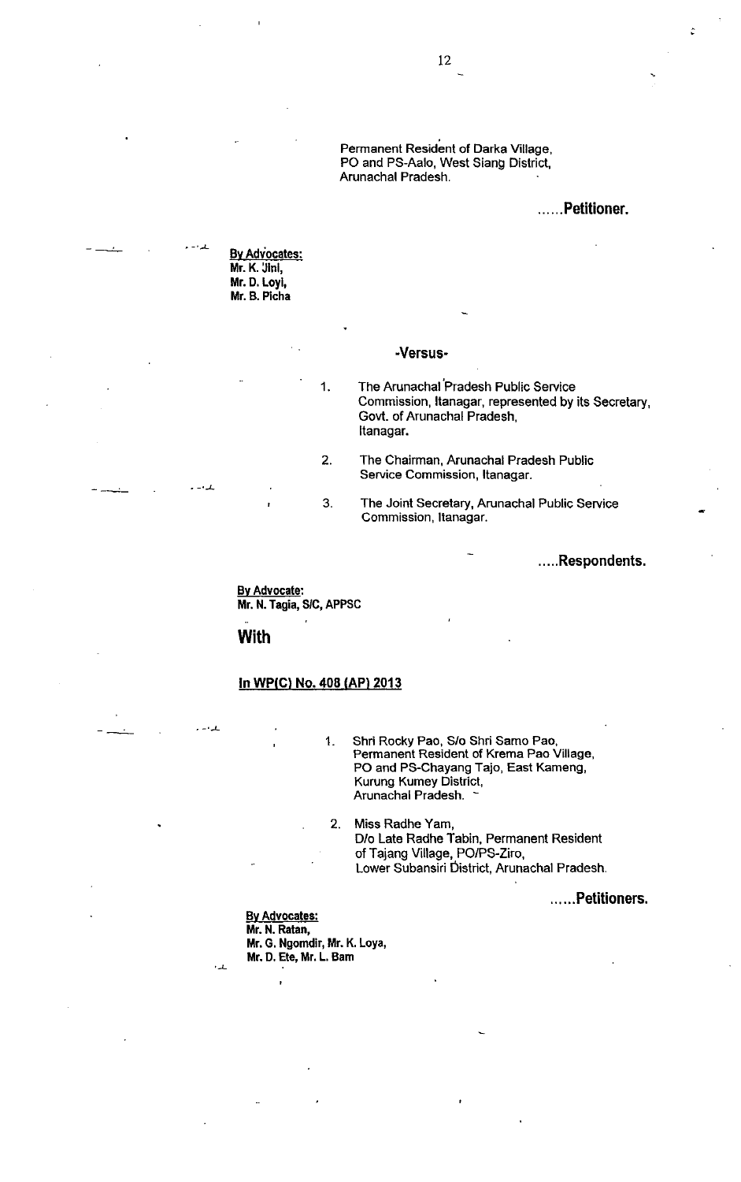Permanent Resident of Darka Village,
PO and PS-Aalo, West Siang District,
Arunachal Pradesh.

**......Petitioner.**

**By Advocates:**
**Mr. K. Jini,**
**Mr. D. Loyi,**
**Mr. B. Picha**

**-Versus-**

1. The Arunachal Pradesh Public Service Commission, Itanagar, represented by its Secretary, Govt. of Arunachal Pradesh, Itanagar.

2. The Chairman, Arunachal Pradesh Public Service Commission, Itanagar.

3. The Joint Secretary, Arunachal Public Service Commission, Itanagar.

**.....Respondents.**

**By Advocate:**
**Mr. N. Tagia, S/C, APPSC**

## With

**In WP(C) No. 408 (AP) 2013**

1. Shri Rocky Pao, S/o Shri Samo Pao, Permanent Resident of Krema Pao Village, PO and PS-Chayang Tajo, East Kameng, Kurung Kumey District, Arunachal Pradesh.

2. Miss Radhe Yam, D/o Late Radhe Tabin, Permanent Resident of Tajang Village, PO/PS-Ziro, Lower Subansiri District, Arunachal Pradesh.

**......Petitioners.**

**By Advocates:**
**Mr. N. Ratan,**
**Mr. G. Ngomdir, Mr. K. Loya,**
**Mr. D. Ete, Mr. L. Bam**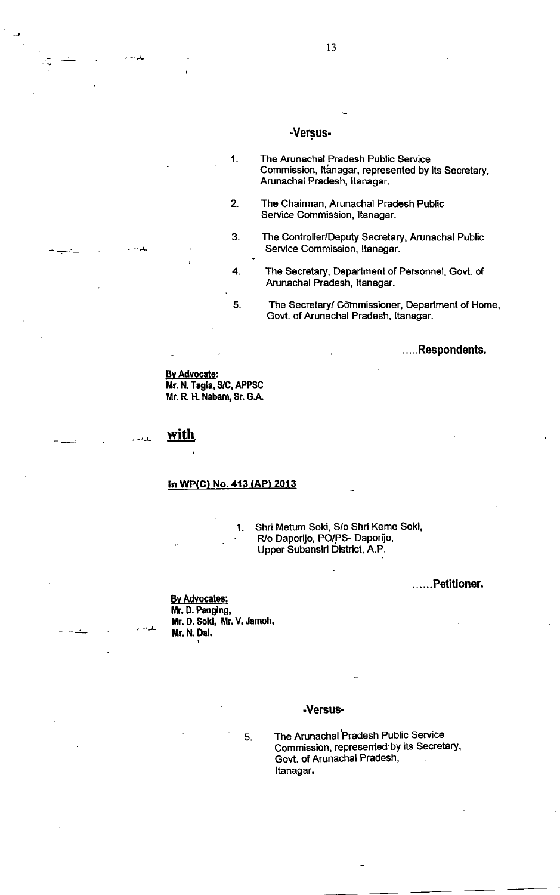**-Versus-**

1. The Arunachal Pradesh Public Service Commission, Itanagar, represented by its Secretary, Arunachal Pradesh, Itanagar.
2. The Chairman, Arunachal Pradesh Public Service Commission, Itanagar.
3. The Controller/Deputy Secretary, Arunachal Public Service Commission, Itanagar.
4. The Secretary, Department of Personnel, Govt. of Arunachal Pradesh, Itanagar.
5. The Secretary/ Commissioner, Department of Home, Govt. of Arunachal Pradesh, Itanagar.

**.....Respondents.**

**By Advocate:**
**Mr. N. Tagia, S/C, APPSC**
**Mr. R. H. Nabam, Sr. G.A.**

## with

**In WP(C) No. 413 (AP) 2013**

1. Shri Metum Soki, S/o Shri Keme Soki, R/o Daporijo, PO/PS- Daporijo, Upper Subansiri District, A.P.

**......Petitioner.**

**By Advocates:**
**Mr. D. Panging,**
**Mr. D. Soki, Mr. V. Jamoh,**
**Mr. N. Dai.**

**-Versus-**

5. The Arunachal Pradesh Public Service Commission, represented by its Secretary, Govt. of Arunachal Pradesh, Itanagar.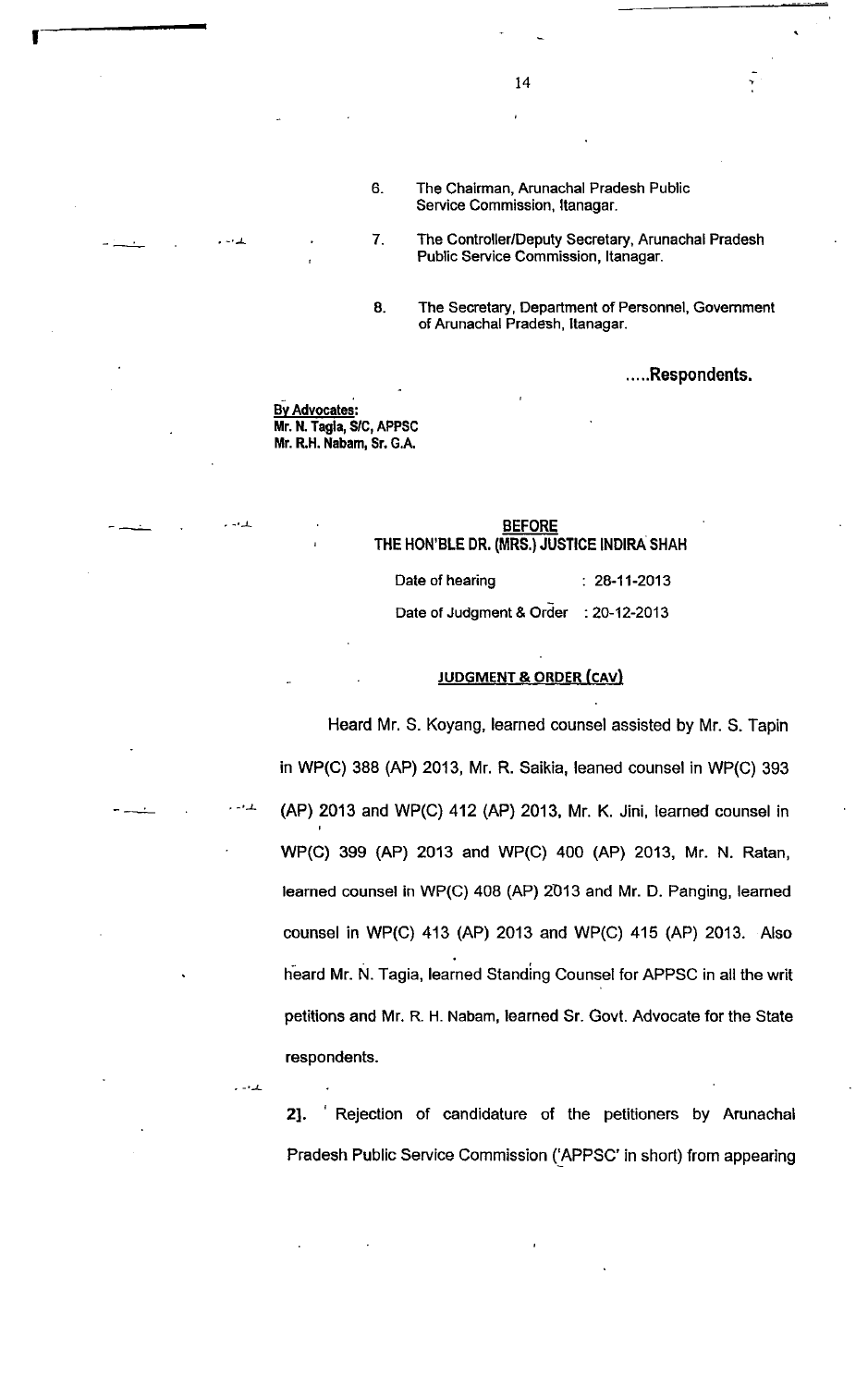6. The Chairman, Arunachal Pradesh Public Service Commission, Itanagar.

7. The Controller/Deputy Secretary, Arunachal Pradesh Public Service Commission, Itanagar.

8. The Secretary, Department of Personnel, Government of Arunachal Pradesh, Itanagar.

.....**Respondents.**

**By Advocates:**
**Mr. N. Tagia, S/C, APPSC**
**Mr. R.H. Nabam, Sr. G.A.**

**BEFORE**
**THE HON'BLE DR. (MRS.) JUSTICE INDIRA SHAH**

Date of hearing : 28-11-2013

Date of Judgment & Order : 20-12-2013

**JUDGMENT & ORDER (CAV)**

Heard Mr. S. Koyang, learned counsel assisted by Mr. S. Tapin in WP(C) 388 (AP) 2013, Mr. R. Saikia, leaned counsel in WP(C) 393 (AP) 2013 and WP(C) 412 (AP) 2013, Mr. K. Jini, learned counsel in WP(C) 399 (AP) 2013 and WP(C) 400 (AP) 2013, Mr. N. Ratan, learned counsel in WP(C) 408 (AP) 2013 and Mr. D. Panging, learned counsel in WP(C) 413 (AP) 2013 and WP(C) 415 (AP) 2013. Also heard Mr. N. Tagia, learned Standing Counsel for APPSC in all the writ petitions and Mr. R. H. Nabam, learned Sr. Govt. Advocate for the State respondents.

2]. Rejection of candidature of the petitioners by Arunachal Pradesh Public Service Commission ('APPSC' in short) from appearing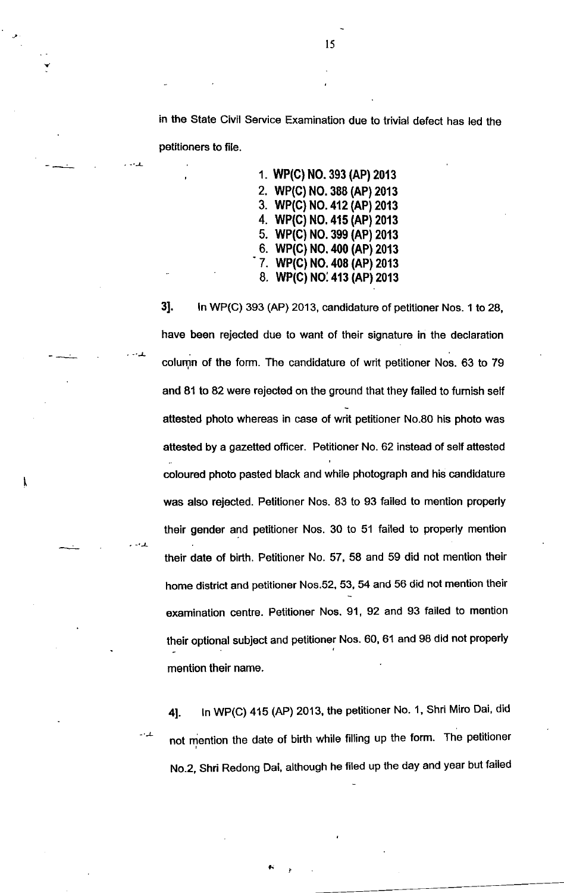in the State Civil Service Examination due to trivial defect has led the petitioners to file.

1. **WP(C) NO. 393 (AP) 2013**
2. **WP(C) NO. 388 (AP) 2013**
3. **WP(C) NO. 412 (AP) 2013**
4. **WP(C) NO. 415 (AP) 2013**
5. **WP(C) NO. 399 (AP) 2013**
6. **WP(C) NO. 400 (AP) 2013**
7. **WP(C) NO. 408 (AP) 2013**
8. **WP(C) NO. 413 (AP) 2013**

**3].** In WP(C) 393 (AP) 2013, candidature of petitioner Nos. 1 to 28, have been rejected due to want of their signature in the declaration column of the form. The candidature of writ petitioner Nos. 63 to 79 and 81 to 82 were rejected on the ground that they failed to furnish self attested photo whereas in case of writ petitioner No.80 his photo was attested by a gazetted officer. Petitioner No. 62 instead of self attested coloured photo pasted black and while photograph and his candidature was also rejected. Petitioner Nos. 83 to 93 failed to mention properly their gender and petitioner Nos. 30 to 51 failed to properly mention their date of birth. Petitioner No. 57, 58 and 59 did not mention their home district and petitioner Nos.52, 53, 54 and 56 did not mention their examination centre. Petitioner Nos. 91, 92 and 93 failed to mention their optional subject and petitioner Nos. 60, 61 and 98 did not properly mention their name.

**4].** In WP(C) 415 (AP) 2013, the petitioner No. 1, Shri Miro Dai, did not mention the date of birth while filling up the form. The petitioner No.2, Shri Redong Dai, although he filed up the day and year but failed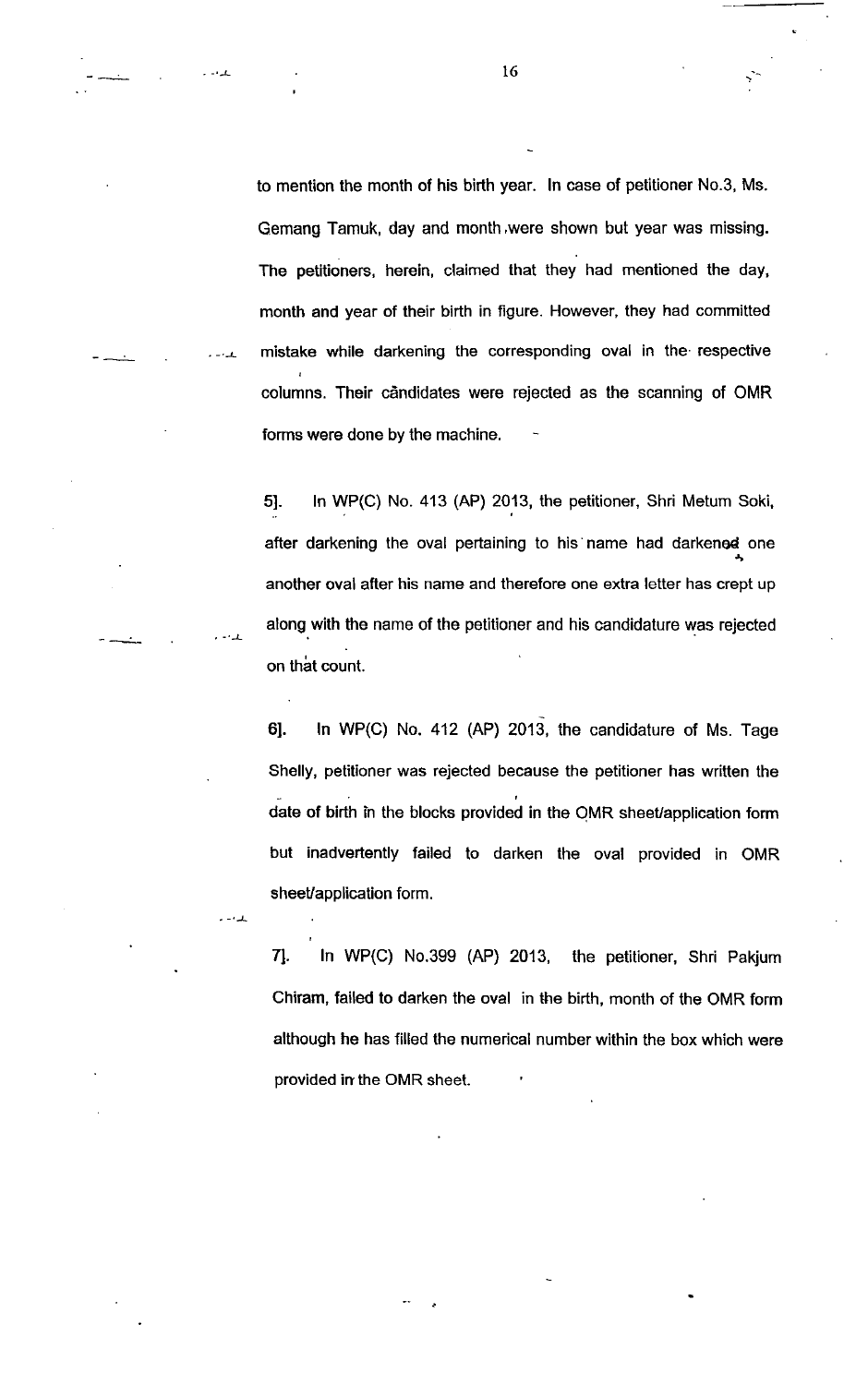to mention the month of his birth year. In case of petitioner No.3, Ms. Gemang Tamuk, day and month were shown but year was missing. The petitioners, herein, claimed that they had mentioned the day, month and year of their birth in figure. However, they had committed mistake while darkening the corresponding oval in the respective columns. Their cândidates were rejected as the scanning of OMR forms were done by the machine.

5]. In WP(C) No. 413 (AP) 2013, the petitioner, Shri Metum Soki, after darkening the oval pertaining to his name had darkened one another oval after his name and therefore one extra letter has crept up along with the name of the petitioner and his candidature was rejected on that count.

6]. In WP(C) No. 412 (AP) 2013, the candidature of Ms. Tage Shelly, petitioner was rejected because the petitioner has written the date of birth in the blocks provided in the OMR sheet/application form but inadvertently failed to darken the oval provided in OMR sheet/application form.

7]. In WP(C) No.399 (AP) 2013, the petitioner, Shri Pakjum Chiram, failed to darken the oval in the birth, month of the OMR form although he has filled the numerical number within the box which were provided in the OMR sheet.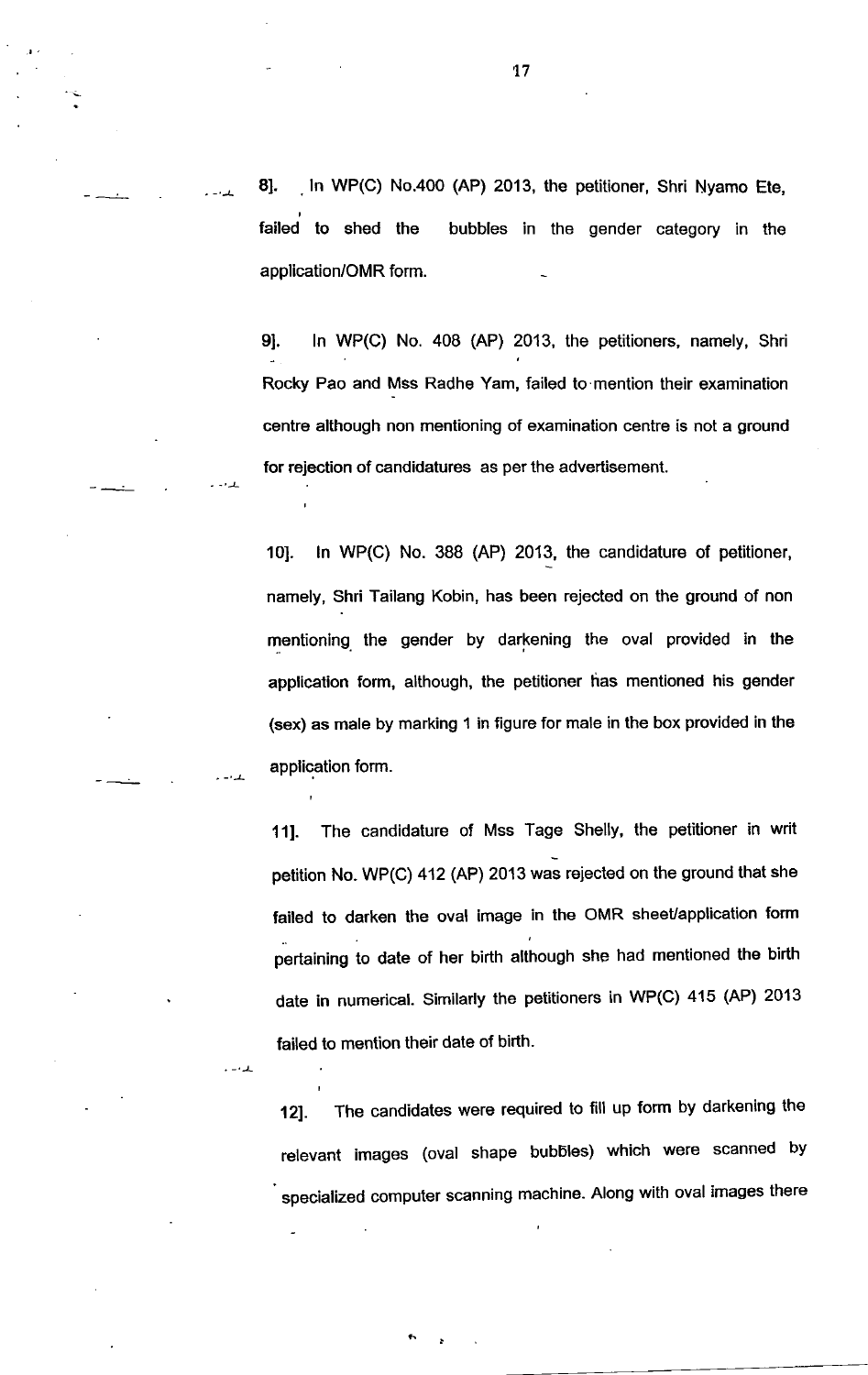8]. In WP(C) No.400 (AP) 2013, the petitioner, Shri Nyamo Ete, failed to shed the bubbles in the gender category in the application/OMR form.

9]. In WP(C) No. 408 (AP) 2013, the petitioners, namely, Shri Rocky Pao and Mss Radhe Yam, failed to mention their examination centre although non mentioning of examination centre is not a ground for rejection of candidatures as per the advertisement.

10]. In WP(C) No. 388 (AP) 2013, the candidature of petitioner, namely, Shri Tailang Kobin, has been rejected on the ground of non mentioning the gender by darkening the oval provided in the application form, although, the petitioner has mentioned his gender (sex) as male by marking 1 in figure for male in the box provided in the application form.

11]. The candidature of Mss Tage Shelly, the petitioner in writ petition No. WP(C) 412 (AP) 2013 was rejected on the ground that she failed to darken the oval image in the OMR sheet/application form pertaining to date of her birth although she had mentioned the birth date in numerical. Similarly the petitioners in WP(C) 415 (AP) 2013 failed to mention their date of birth.

12]. The candidates were required to fill up form by darkening the relevant images (oval shape bubbles) which were scanned by specialized computer scanning machine. Along with oval images there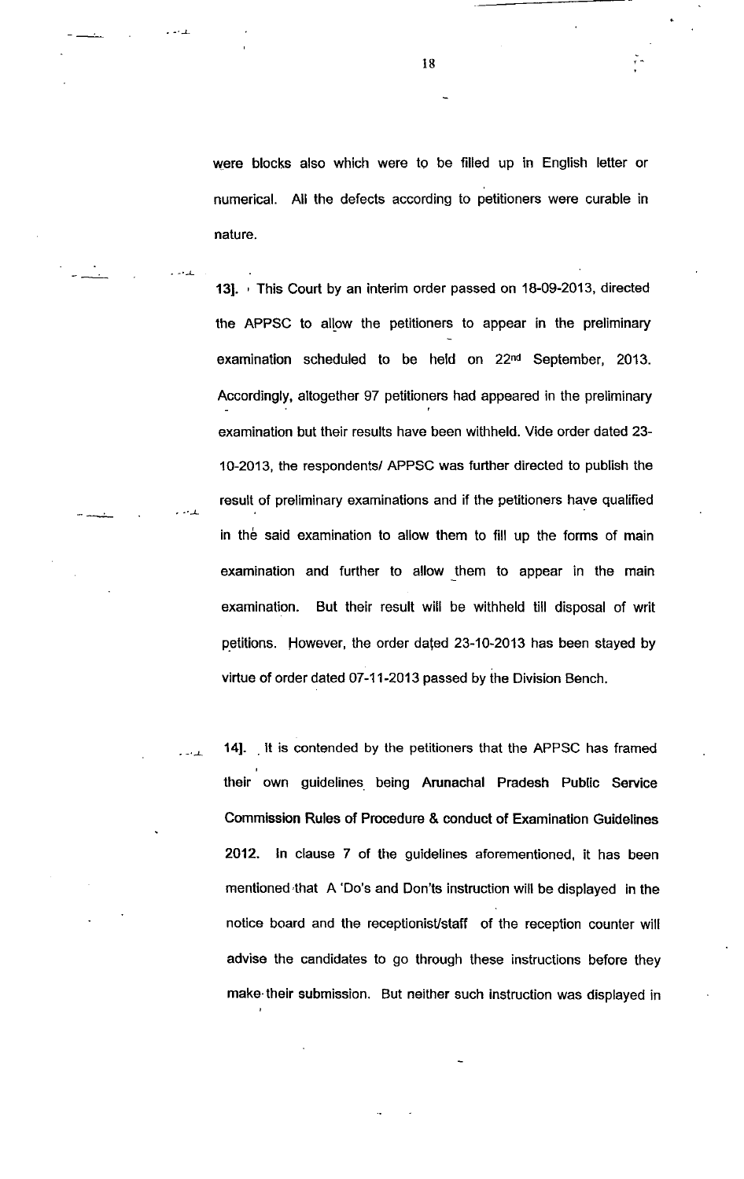were blocks also which were to be filled up in English letter or numerical. All the defects according to petitioners were curable in nature.

13]. This Court by an interim order passed on 18-09-2013, directed the APPSC to allow the petitioners to appear in the preliminary examination scheduled to be held on 22nd September, 2013. Accordingly, altogether 97 petitioners had appeared in the preliminary examination but their results have been withheld. Vide order dated 23-10-2013, the respondents/ APPSC was further directed to publish the result of preliminary examinations and if the petitioners have qualified in the said examination to allow them to fill up the forms of main examination and further to allow them to appear in the main examination. But their result will be withheld till disposal of writ petitions. However, the order dated 23-10-2013 has been stayed by virtue of order dated 07-11-2013 passed by the Division Bench.

14]. It is contended by the petitioners that the APPSC has framed their own guidelines being **Arunachal Pradesh Public Service Commission Rules of Procedure & conduct of Examination Guidelines 2012.** In clause 7 of the guidelines aforementioned, it has been mentioned that A 'Do's and Don'ts instruction will be displayed in the notice board and the receptionist/staff of the reception counter will advise the candidates to go through these instructions before they make their submission. But neither such instruction was displayed in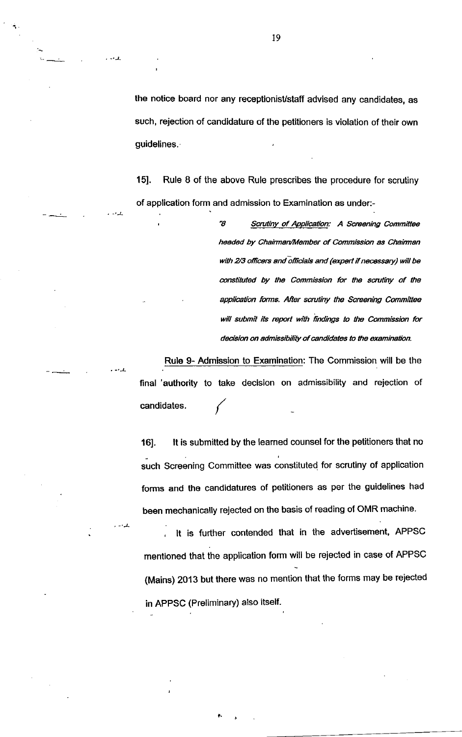the notice board nor any receptionist/staff advised any candidates, as such, rejection of candidature of the petitioners is violation of their own guidelines.

15]. Rule 8 of the above Rule prescribes the procedure for scrutiny of application form and admission to Examination as under:-

> "8 *Scrutiny of Application: A Screening Committee headed by Chairman/Member of Commission as Chairman with 2/3 officers and officials and (expert if necessary) will be constituted by the Commission for the scrutiny of the application forms. After scrutiny the Screening Committee will submit its report with findings to the Commission for decision on admissibility of candidates to the examination.*

Rule 9- Admission to Examination: The Commission will be the final 'authority to take decision on admissibility and rejection of candidates.

16]. It is submitted by the learned counsel for the petitioners that no such Screening Committee was constituted for scrutiny of application forms and the candidatures of petitioners as per the guidelines had been mechanically rejected on the basis of reading of OMR machine.

It is further contended that in the advertisement, APPSC mentioned that the application form will be rejected in case of APPSC (Mains) 2013 but there was no mention that the forms may be rejected in APPSC (Preliminary) also itself.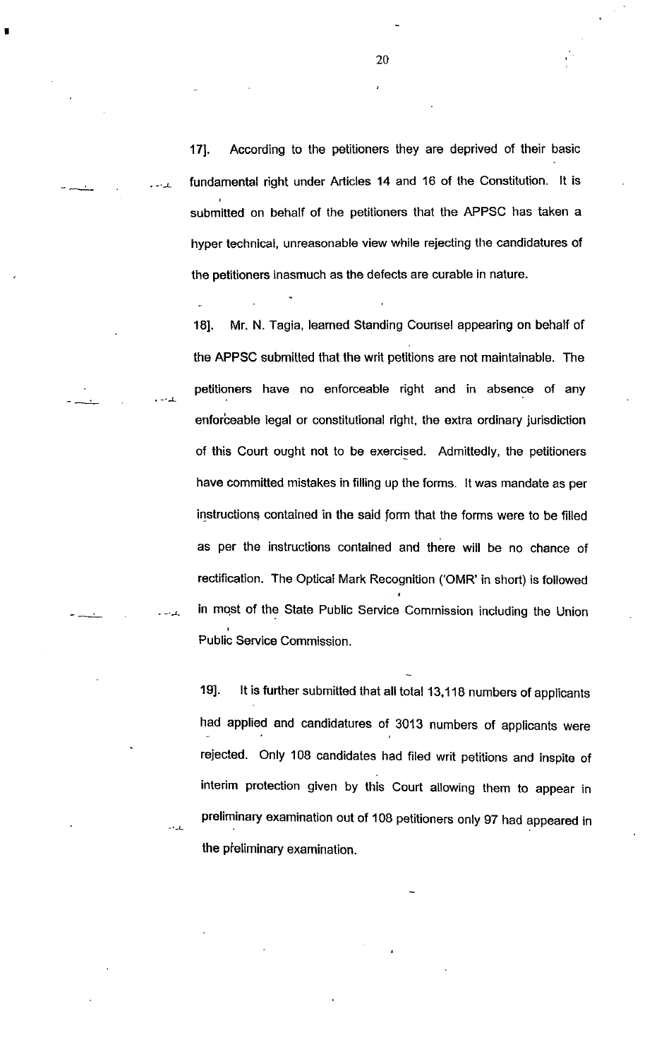17]. According to the petitioners they are deprived of their basic fundamental right under Articles 14 and 16 of the Constitution. It is submitted on behalf of the petitioners that the APPSC has taken a hyper technical, unreasonable view while rejecting the candidatures of the petitioners inasmuch as the defects are curable in nature.

18]. Mr. N. Tagia, learned Standing Counsel appearing on behalf of the APPSC submitted that the writ petitions are not maintainable. The petitioners have no enforceable right and in absence of any enforceable legal or constitutional right, the extra ordinary jurisdiction of this Court ought not to be exercised. Admittedly, the petitioners have committed mistakes in filling up the forms. It was mandate as per instructions contained in the said form that the forms were to be filled as per the instructions contained and there will be no chance of rectification. The Optical Mark Recognition ('OMR' in short) is followed in most of the State Public Service Commission including the Union Public Service Commission.

19]. It is further submitted that all total 13,118 numbers of applicants had applied and candidatures of 3013 numbers of applicants were rejected. Only 108 candidates had filed writ petitions and inspite of interim protection given by this Court allowing them to appear in preliminary examination out of 108 petitioners only 97 had appeared in the preliminary examination.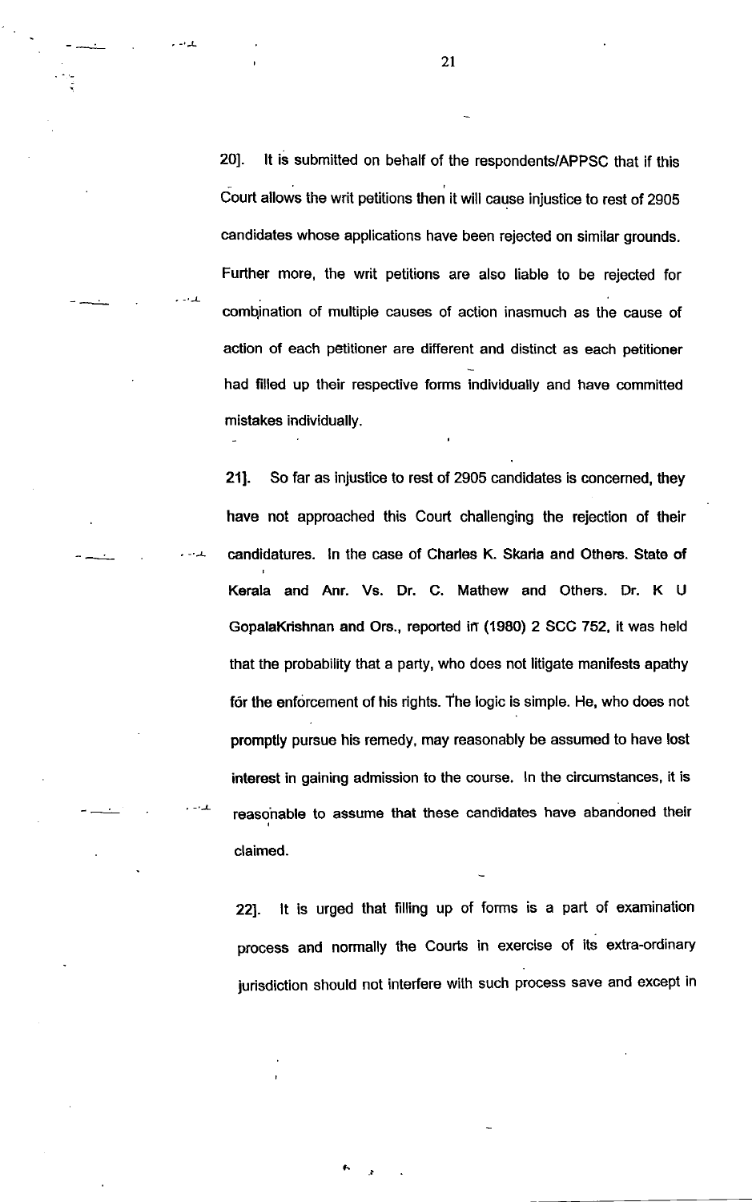20]. It is submitted on behalf of the respondents/APPSC that if this Court allows the writ petitions then it will cause injustice to rest of 2905 candidates whose applications have been rejected on similar grounds. Further more, the writ petitions are also liable to be rejected for combination of multiple causes of action inasmuch as the cause of action of each petitioner are different and distinct as each petitioner had filled up their respective forms individually and have committed mistakes individually.

21]. So far as injustice to rest of 2905 candidates is concerned, they have not approached this Court challenging the rejection of their candidatures. In the case of **Charles K. Skaria and Others. State of Kerala and Anr. Vs. Dr. C. Mathew and Others. Dr. K U GopalaKrishnan and Ors., reported in (1980) 2 SCC 752**, it was held that the probability that a party, who does not litigate manifests apathy for the enforcement of his rights. The logic is simple. He, who does not promptly pursue his remedy, may reasonably be assumed to have lost interest in gaining admission to the course. In the circumstances, it is reasonable to assume that these candidates have abandoned their claimed.

22]. It is urged that filling up of forms is a part of examination process and normally the Courts in exercise of its extra-ordinary jurisdiction should not interfere with such process save and except in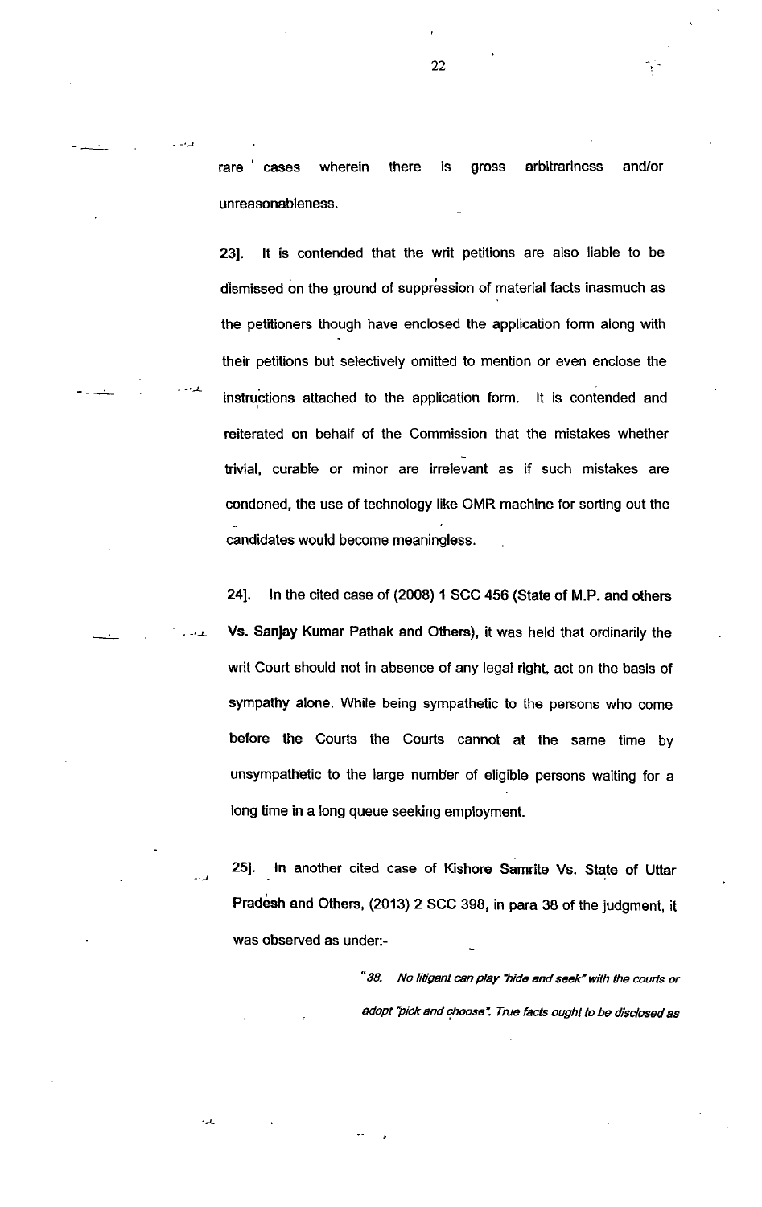rare cases wherein there is gross arbitrariness and/or unreasonableness.

23]. It is contended that the writ petitions are also liable to be dismissed on the ground of suppression of material facts inasmuch as the petitioners though have enclosed the application form along with their petitions but selectively omitted to mention or even enclose the instructions attached to the application form. It is contended and reiterated on behalf of the Commission that the mistakes whether trivial, curable or minor are irrelevant as if such mistakes are condoned, the use of technology like OMR machine for sorting out the candidates would become meaningless.

24]. In the cited case of **(2008) 1 SCC 456 (State of M.P. and others Vs. Sanjay Kumar Pathak and Others)**, it was held that ordinarily the writ Court should not in absence of any legal right, act on the basis of sympathy alone. While being sympathetic to the persons who come before the Courts the Courts cannot at the same time by unsympathetic to the large number of eligible persons waiting for a long time in a long queue seeking employment.

25]. In another cited case of **Kishore Samrite Vs. State of Uttar Pradesh and Others, (2013) 2 SCC 398**, in para 38 of the judgment, it was observed as under:-

> *"38. No litigant can play "hide and seek" with the courts or adopt "pick and choose". True facts ought to be disclosed as*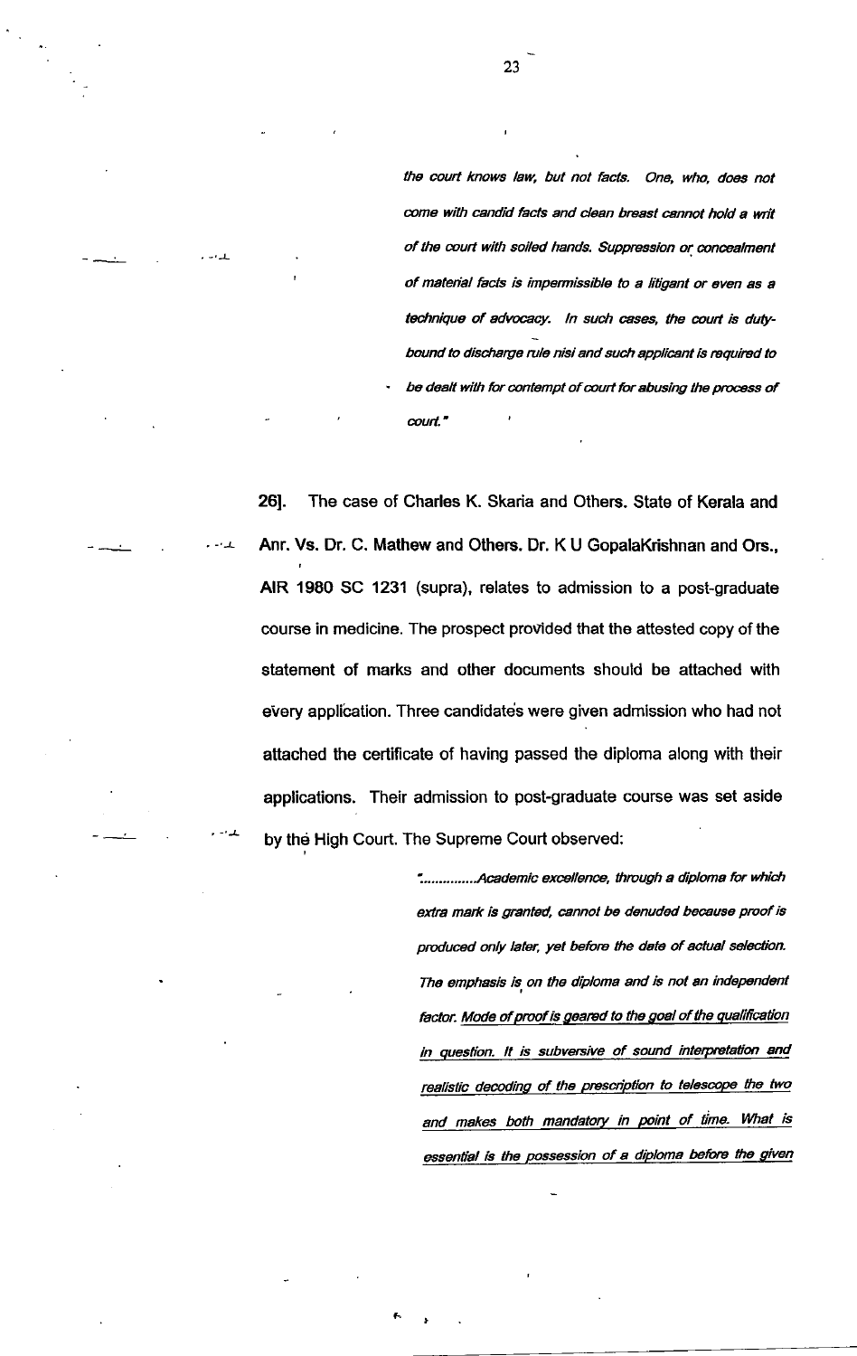*the court knows law, but not facts. One, who, does not come with candid facts and clean breast cannot hold a writ of the court with soiled hands. Suppression or concealment of material facts is impermissible to a litigant or even as a technique of advocacy. In such cases, the court is duty-bound to discharge rule nisi and such applicant is required to be dealt with for contempt of court for abusing the process of court."*

**26].** The case of **Charles K. Skaria and Others. State of Kerala and Anr. Vs. Dr. C. Mathew and Others. Dr. K U GopalaKrishnan and Ors., AIR 1980 SC 1231** (supra), relates to admission to a post-graduate course in medicine. The prospect provided that the attested copy of the statement of marks and other documents should be attached with every application. Three candidates were given admission who had not attached the certificate of having passed the diploma along with their applications. Their admission to post-graduate course was set aside by the High Court. The Supreme Court observed:

> *"..............Academic excellence, through a diploma for which extra mark is granted, cannot be denuded because proof is produced only later, yet before the date of actual selection. The emphasis is on the diploma and is not an independent factor. <u>Mode of proof is geared to the goal of the qualification in question. It is subversive of sound interpretation and realistic decoding of the prescription to telescope the two and makes both mandatory in point of time. What is essential is the possession of a diploma before the given</u>*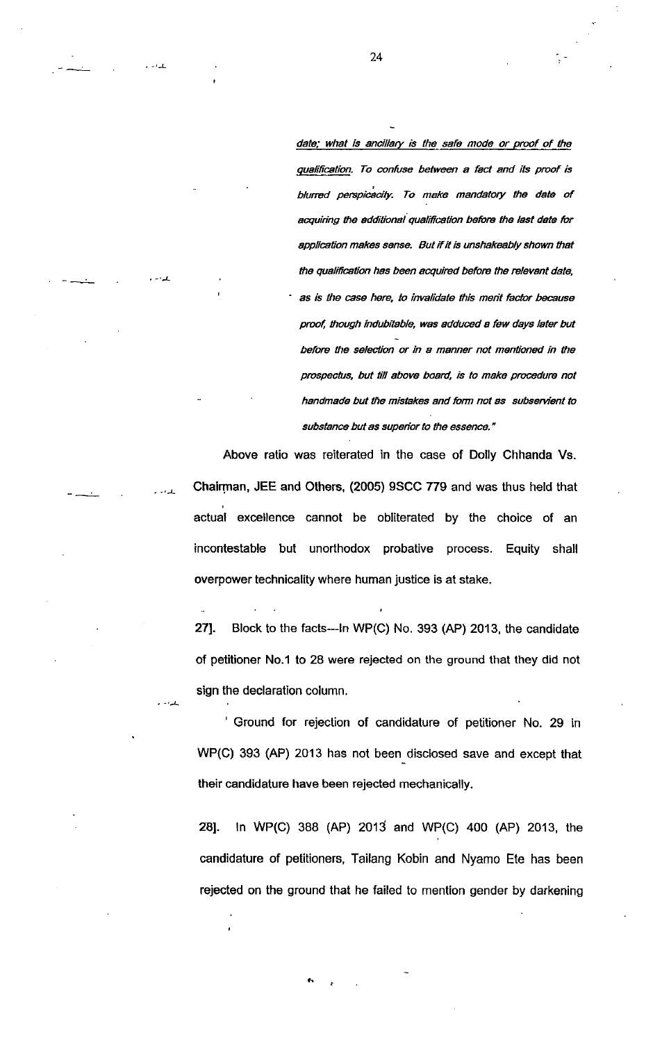*date; what is ancillary is the safe mode or proof of the qualification. To confuse between a fact and its proof is blurred perspicacity. To make mandatory the date of acquiring the additional qualification before the last date for application makes sense. But if it is unshakeably shown that the qualification has been acquired before the relevant date, as is the case here, to invalidate this merit factor because proof, though indubitable, was adduced a few days later but before the selection or in a manner not mentioned in the prospectus, but till above board, is to make procedure not handmade but the mistakes and form not as subservient to substance but as superior to the essence."*

Above ratio was reiterated in the case of Dolly Chhanda Vs. Chairman, JEE and Others, (2005) 9SCC 779 and was thus held that actual excellence cannot be obliterated by the choice of an incontestable but unorthodox probative process. Equity shall overpower technicality where human justice is at stake.

27]. Block to the facts---In WP(C) No. 393 (AP) 2013, the candidate of petitioner No.1 to 28 were rejected on the ground that they did not sign the declaration column.

Ground for rejection of candidature of petitioner No. 29 in WP(C) 393 (AP) 2013 has not been disclosed save and except that their candidature have been rejected mechanically.

28]. In WP(C) 388 (AP) 2013 and WP(C) 400 (AP) 2013, the candidature of petitioners, Tailang Kobin and Nyamo Ete has been rejected on the ground that he failed to mention gender by darkening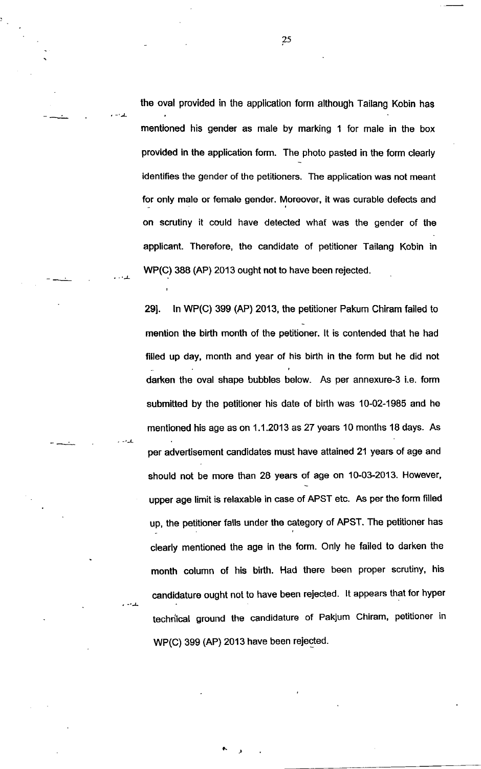the oval provided in the application form although Tailang Kobin has mentioned his gender as male by marking 1 for male in the box provided in the application form. The photo pasted in the form clearly identifies the gender of the petitioners. The application was not meant for only male or female gender. Moreover, it was curable defects and on scrutiny it could have detected what was the gender of the applicant. Therefore, the candidate of petitioner Tailang Kobin in WP(C) 388 (AP) 2013 ought not to have been rejected.

29]. In WP(C) 399 (AP) 2013, the petitioner Pakum Chiram failed to mention the birth month of the petitioner. It is contended that he had filled up day, month and year of his birth in the form but he did not darken the oval shape bubbles below. As per annexure-3 i.e. form submitted by the petitioner his date of birth was 10-02-1985 and he mentioned his age as on 1.1.2013 as 27 years 10 months 18 days. As per advertisement candidates must have attained 21 years of age and should not be more than 28 years of age on 10-03-2013. However, upper age limit is relaxable in case of APST etc. As per the form filled up, the petitioner falls under the category of APST. The petitioner has clearly mentioned the age in the form. Only he failed to darken the month column of his birth. Had there been proper scrutiny, his candidature ought not to have been rejected. It appears that for hyper technical ground the candidature of Pakjum Chiram, petitioner in WP(C) 399 (AP) 2013 have been rejected.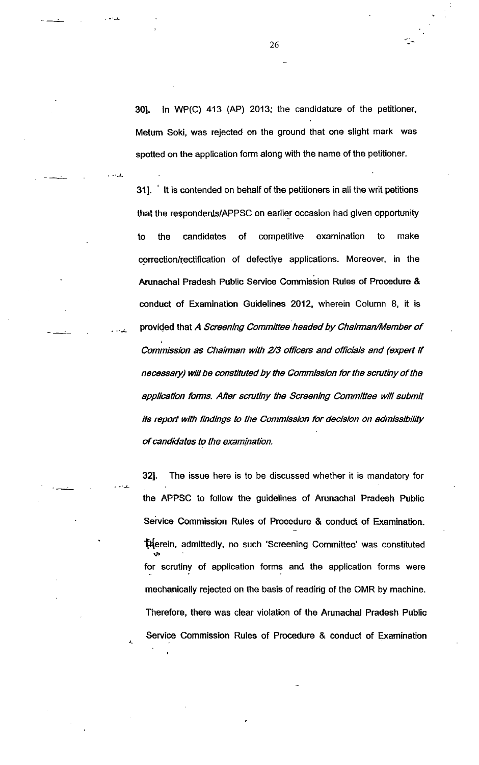**30].** In WP(C) 413 (AP) 2013; the candidature of the petitioner, Metum Soki, was rejected on the ground that one slight mark was spotted on the application form along with the name of the petitioner.

**31].** It is contended on behalf of the petitioners in all the writ petitions that the respondents/APPSC on earlier occasion had given opportunity to the candidates of competitive examination to make correction/rectification of defective applications. Moreover, in the Arunachal Pradesh Public Service Commission Rules of Procedure & conduct of Examination Guidelines 2012, wherein Column 8, it is provided that *A Screening Committee headed by Chairman/Member of Commission as Chairman with 2/3 officers and officials and (expert if necessary) will be constituted by the Commission for the scrutiny of the application forms. After scrutiny the Screening Committee will submit its report with findings to the Commission for decision on admissibility of candidates to the examination.*

**32].** The issue here is to be discussed whether it is mandatory for the APPSC to follow the guidelines of Arunachal Pradesh Public Service Commission Rules of Procedure & conduct of Examination. Herein, admittedly, no such 'Screening Committee' was constituted for scrutiny of application forms and the application forms were mechanically rejected on the basis of reading of the OMR by machine. Therefore, there was clear violation of the Arunachal Pradesh Public Service Commission Rules of Procedure & conduct of Examination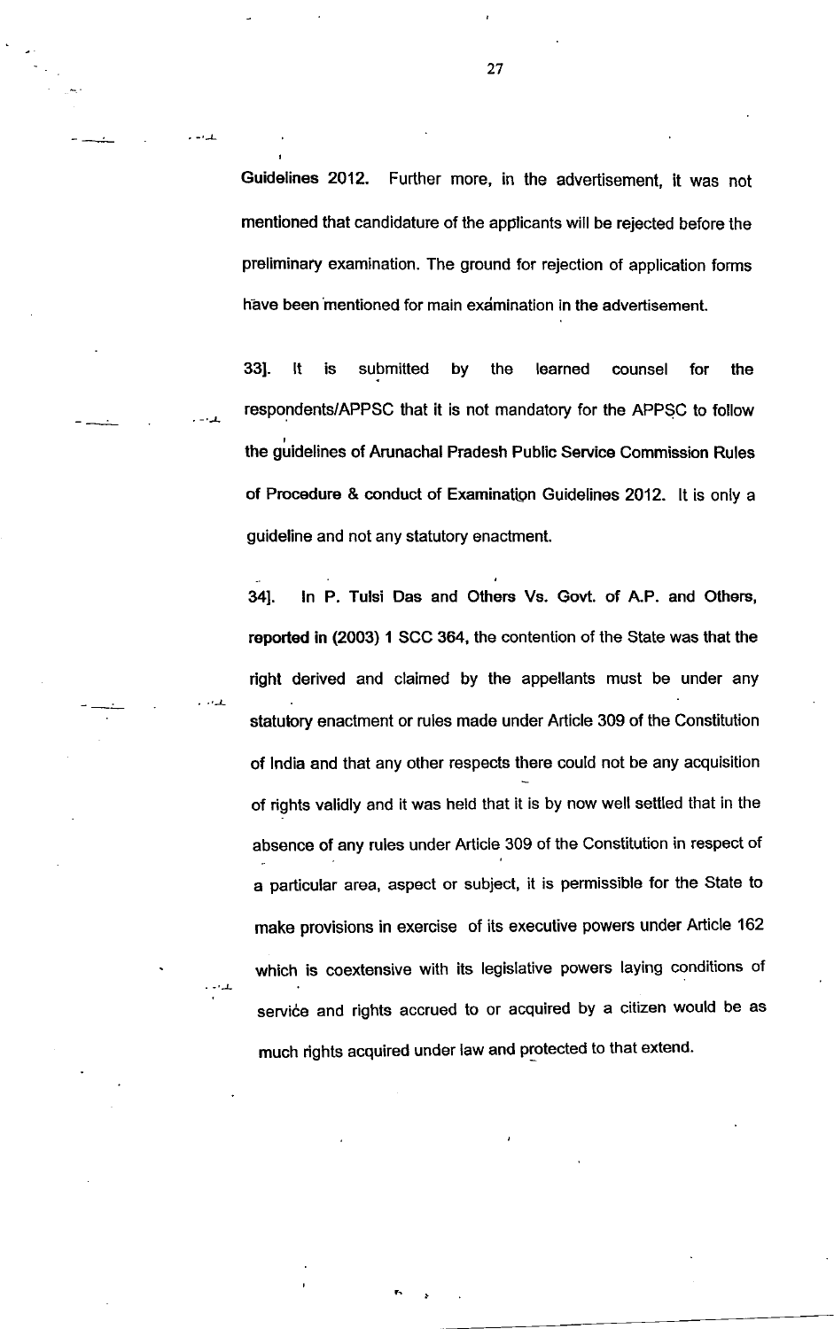Guidelines 2012. Further more, in the advertisement, it was not mentioned that candidature of the applicants will be rejected before the preliminary examination. The ground for rejection of application forms have been mentioned for main examination in the advertisement.

33]. It is submitted by the learned counsel for the respondents/APPSC that it is not mandatory for the APPSC to follow the guidelines of Arunachal Pradesh Public Service Commission Rules of Procedure & conduct of Examination Guidelines 2012. It is only a guideline and not any statutory enactment.

34]. In P. Tulsi Das and Others Vs. Govt. of A.P. and Others, reported in (2003) 1 SCC 364, the contention of the State was that the right derived and claimed by the appellants must be under any statutory enactment or rules made under Article 309 of the Constitution of India and that any other respects there could not be any acquisition of rights validly and it was held that it is by now well settled that in the absence of any rules under Article 309 of the Constitution in respect of a particular area, aspect or subject, it is permissible for the State to make provisions in exercise of its executive powers under Article 162 which is coextensive with its legislative powers laying conditions of service and rights accrued to or acquired by a citizen would be as much rights acquired under law and protected to that extend.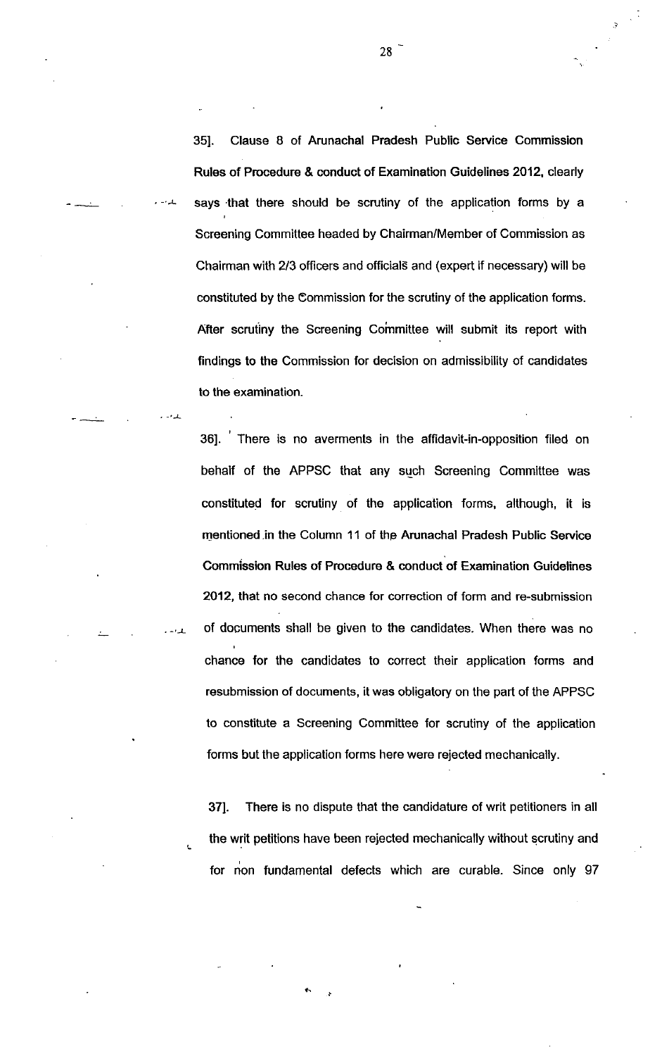35]. Clause 8 of Arunachal Pradesh Public Service Commission Rules of Procedure & conduct of Examination Guidelines 2012, clearly says that there should be scrutiny of the application forms by a Screening Committee headed by Chairman/Member of Commission as Chairman with 2/3 officers and officials and (expert if necessary) will be constituted by the Commission for the scrutiny of the application forms. After scrutiny the Screening Committee will submit its report with findings to the Commission for decision on admissibility of candidates to the examination.

36]. There is no averments in the affidavit-in-opposition filed on behalf of the APPSC that any such Screening Committee was constituted for scrutiny of the application forms, although, it is mentioned in the Column 11 of the Arunachal Pradesh Public Service Commission Rules of Procedure & conduct of Examination Guidelines 2012, that no second chance for correction of form and re-submission of documents shall be given to the candidates. When there was no chance for the candidates to correct their application forms and resubmission of documents, it was obligatory on the part of the APPSC to constitute a Screening Committee for scrutiny of the application forms but the application forms here were rejected mechanically.

37]. There is no dispute that the candidature of writ petitioners in all the writ petitions have been rejected mechanically without scrutiny and for non fundamental defects which are curable. Since only 97